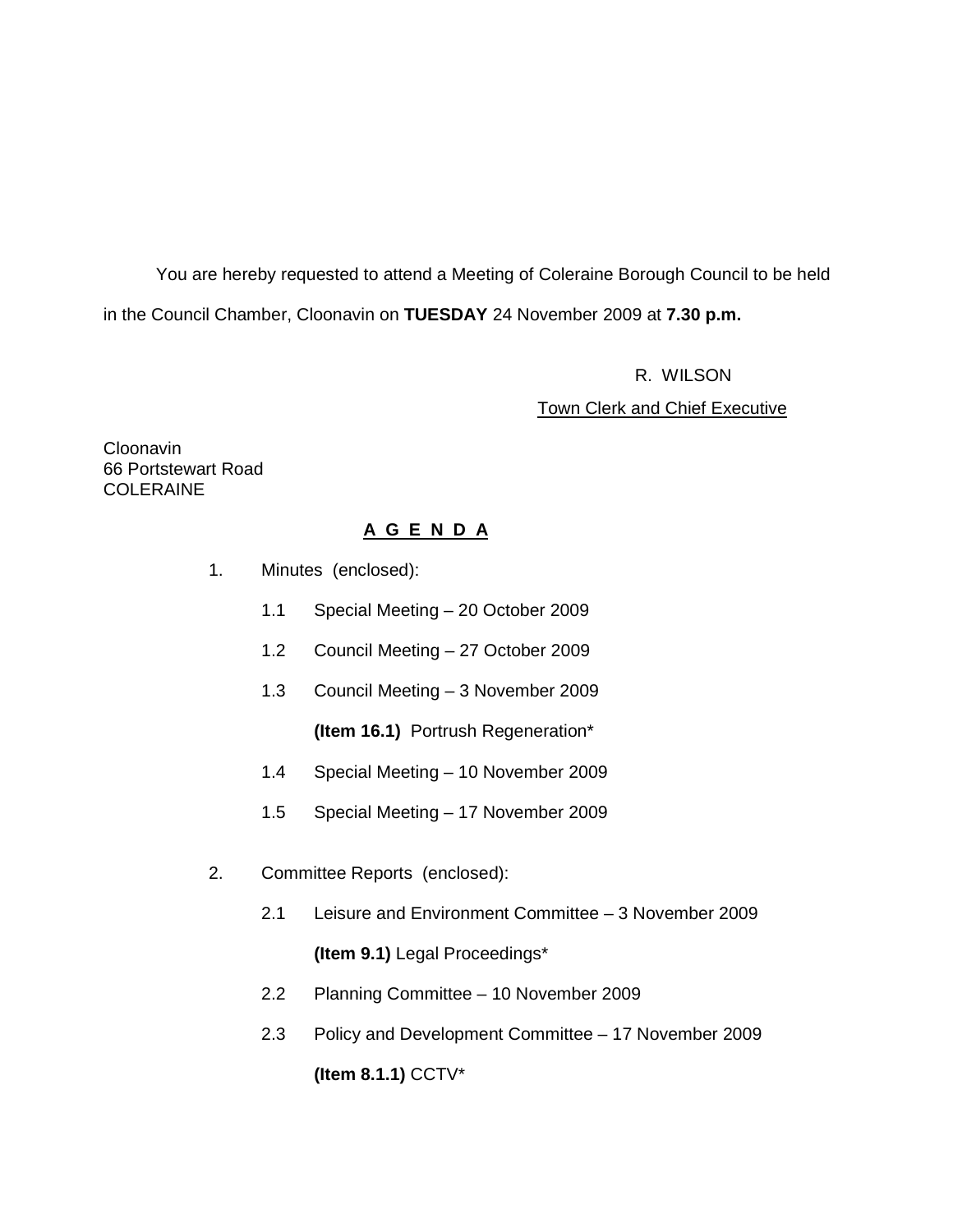You are hereby requested to attend a Meeting of Coleraine Borough Council to be held in the Council Chamber, Cloonavin on **TUESDAY** 24 November 2009 at **7.30 p.m.**

R. WILSON

Town Clerk and Chief Executive

Cloonavin
66 Portstewart Road
COLERAINE

## A G E N D A

1. Minutes (enclosed):

   1.1 Special Meeting – 20 October 2009

   1.2 Council Meeting – 27 October 2009

   1.3 Council Meeting – 3 November 2009

   **(Item 16.1)** Portrush Regeneration*

   1.4 Special Meeting – 10 November 2009

   1.5 Special Meeting – 17 November 2009

2. Committee Reports (enclosed):

   2.1 Leisure and Environment Committee – 3 November 2009

   **(Item 9.1)** Legal Proceedings*

   2.2 Planning Committee – 10 November 2009

   2.3 Policy and Development Committee – 17 November 2009

   **(Item 8.1.1)** CCTV*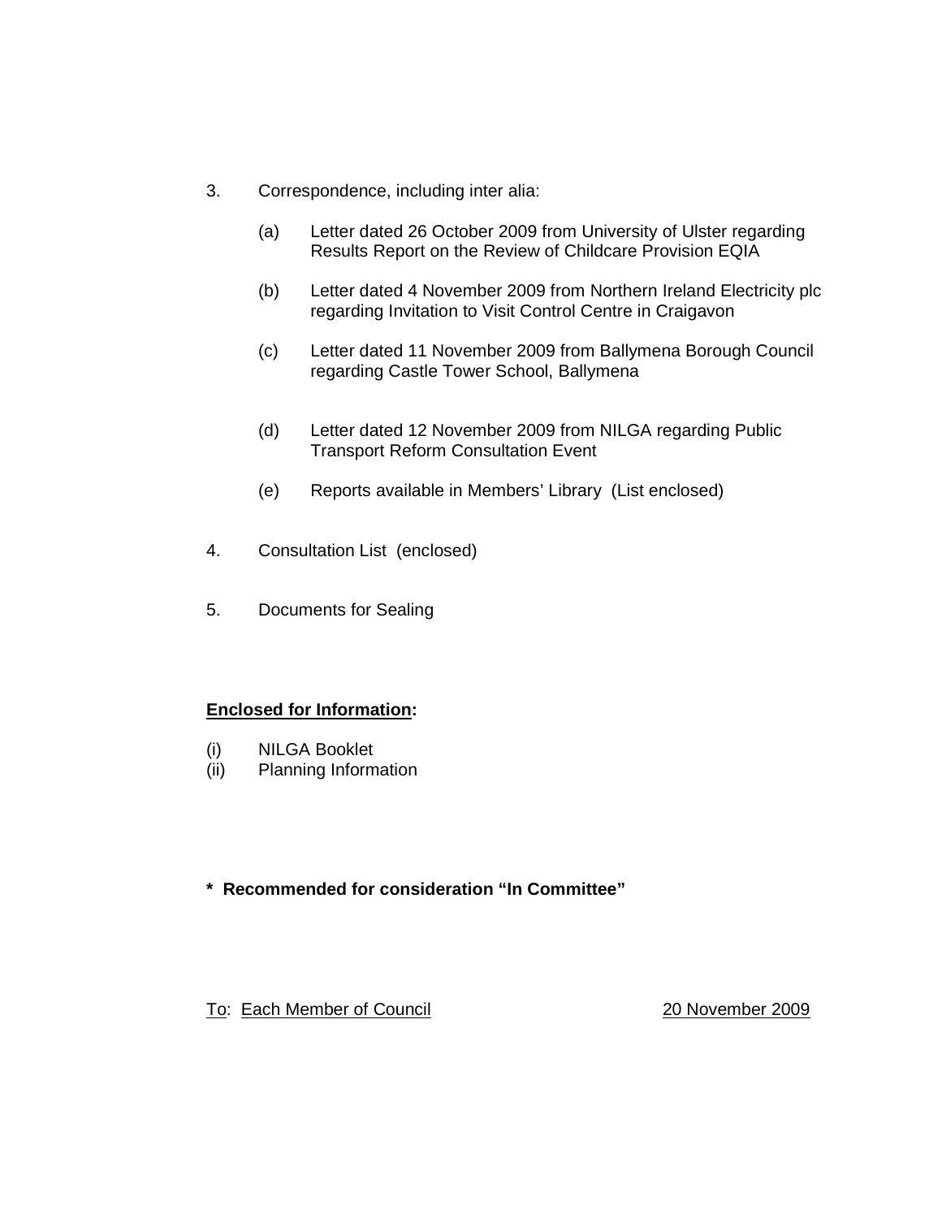3. Correspondence, including inter alia:

   (a) Letter dated 26 October 2009 from University of Ulster regarding Results Report on the Review of Childcare Provision EQIA

   (b) Letter dated 4 November 2009 from Northern Ireland Electricity plc regarding Invitation to Visit Control Centre in Craigavon

   (c) Letter dated 11 November 2009 from Ballymena Borough Council regarding Castle Tower School, Ballymena

   (d) Letter dated 12 November 2009 from NILGA regarding Public Transport Reform Consultation Event

   (e) Reports available in Members' Library (List enclosed)

4. Consultation List (enclosed)

5. Documents for Sealing

**<u>Enclosed for Information</u>:**

(i) NILGA Booklet
(ii) Planning Information

**\* Recommended for consideration "In Committee"**

<u>To</u>: <u>Each Member of Council</u> <u>20 November 2009</u>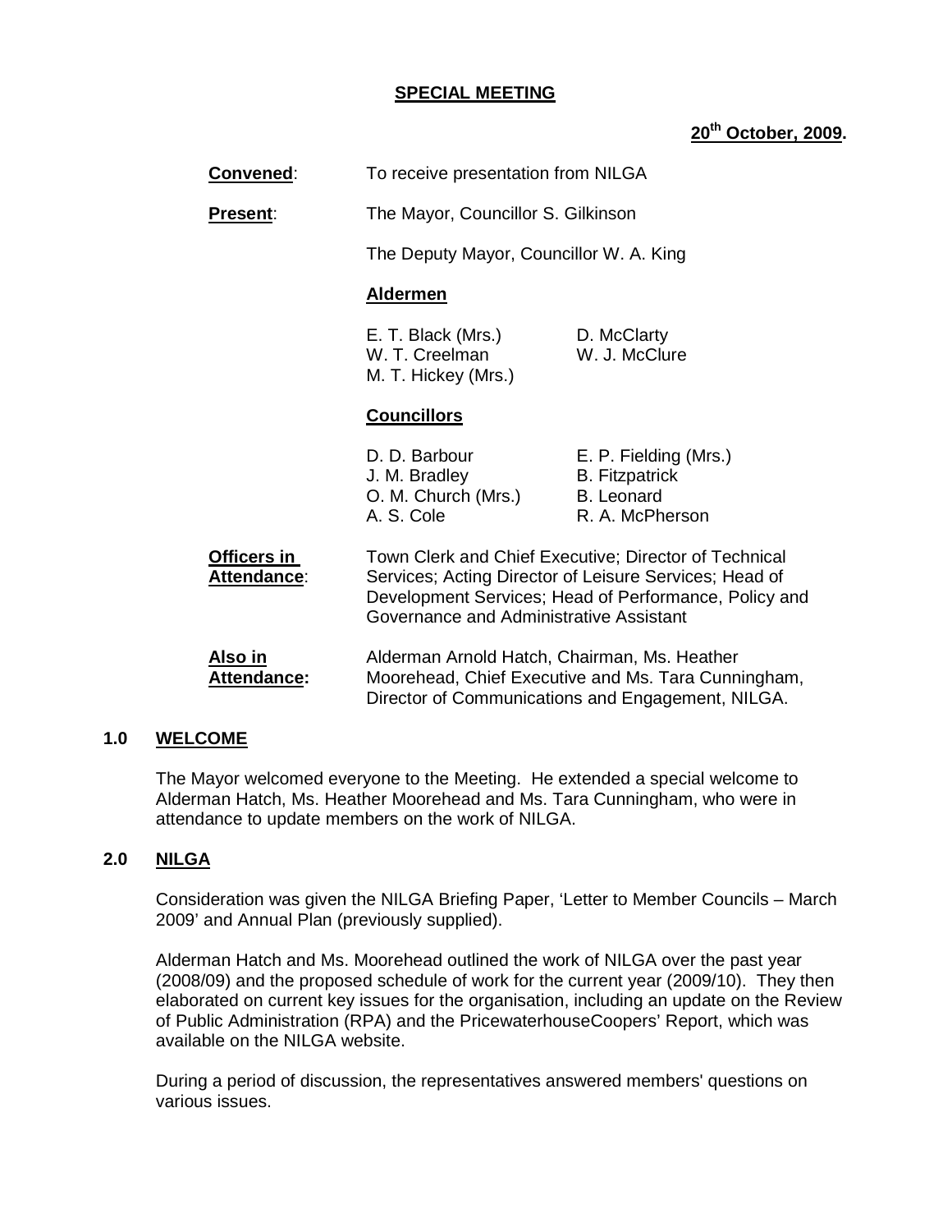**SPECIAL MEETING**

**20th October, 2009.**

**Convened**: To receive presentation from NILGA

**Present**: The Mayor, Councillor S. Gilkinson

The Deputy Mayor, Councillor W. A. King

**Aldermen**

E. T. Black (Mrs.)
W. T. Creelman
M. T. Hickey (Mrs.)
D. McClarty
W. J. McClure

**Councillors**

D. D. Barbour
J. M. Bradley
O. M. Church (Mrs.)
A. S. Cole
E. P. Fielding (Mrs.)
B. Fitzpatrick
B. Leonard
R. A. McPherson

**Officers in Attendance**: Town Clerk and Chief Executive; Director of Technical Services; Acting Director of Leisure Services; Head of Development Services; Head of Performance, Policy and Governance and Administrative Assistant

**Also in Attendance:** Alderman Arnold Hatch, Chairman, Ms. Heather Moorehead, Chief Executive and Ms. Tara Cunningham, Director of Communications and Engagement, NILGA.

## 1.0 WELCOME

The Mayor welcomed everyone to the Meeting. He extended a special welcome to Alderman Hatch, Ms. Heather Moorehead and Ms. Tara Cunningham, who were in attendance to update members on the work of NILGA.

## 2.0 NILGA

Consideration was given the NILGA Briefing Paper, 'Letter to Member Councils – March 2009' and Annual Plan (previously supplied).

Alderman Hatch and Ms. Moorehead outlined the work of NILGA over the past year (2008/09) and the proposed schedule of work for the current year (2009/10). They then elaborated on current key issues for the organisation, including an update on the Review of Public Administration (RPA) and the PricewaterhouseCoopers' Report, which was available on the NILGA website.

During a period of discussion, the representatives answered members' questions on various issues.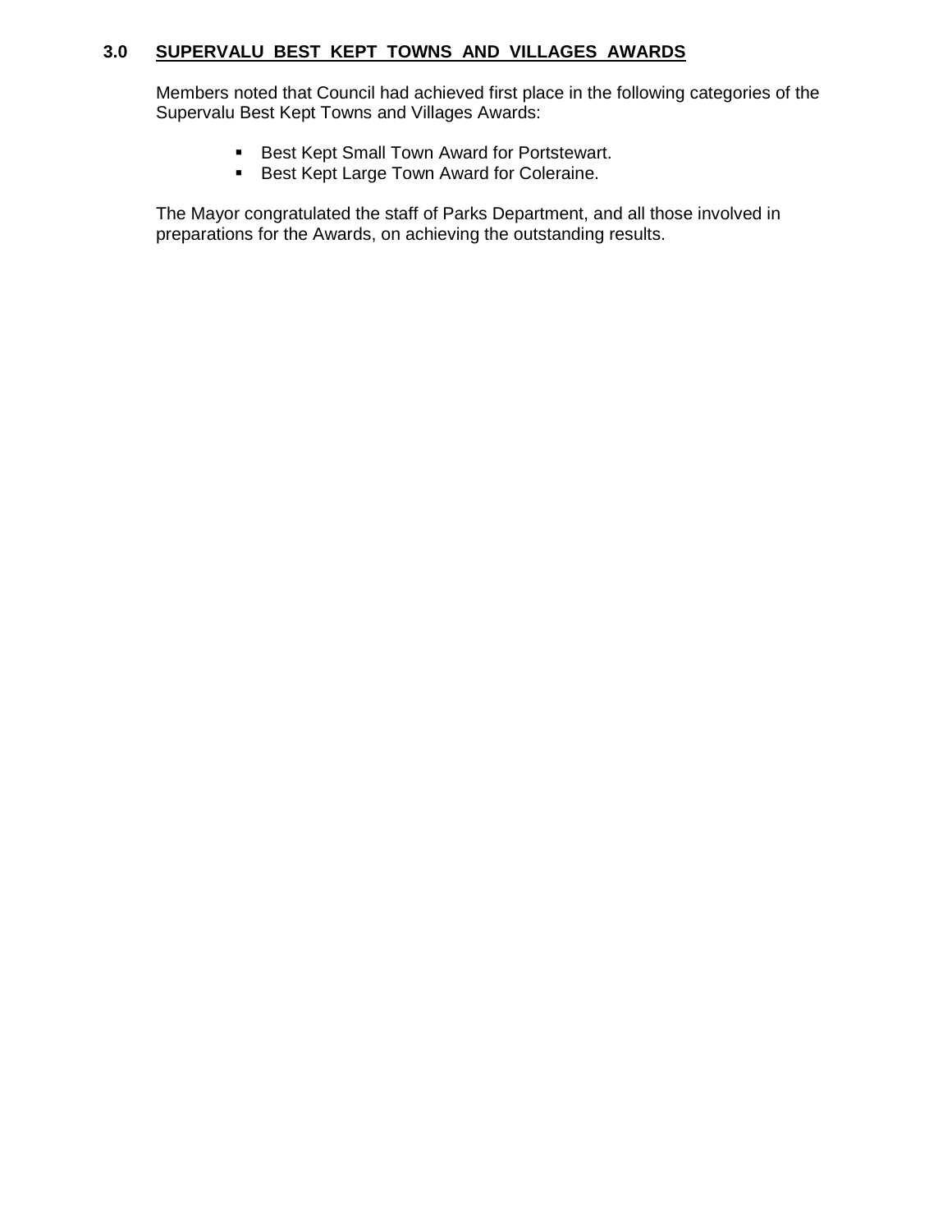## 3.0 SUPERVALU BEST KEPT TOWNS AND VILLAGES AWARDS

Members noted that Council had achieved first place in the following categories of the Supervalu Best Kept Towns and Villages Awards:

- Best Kept Small Town Award for Portstewart.
- Best Kept Large Town Award for Coleraine.

The Mayor congratulated the staff of Parks Department, and all those involved in preparations for the Awards, on achieving the outstanding results.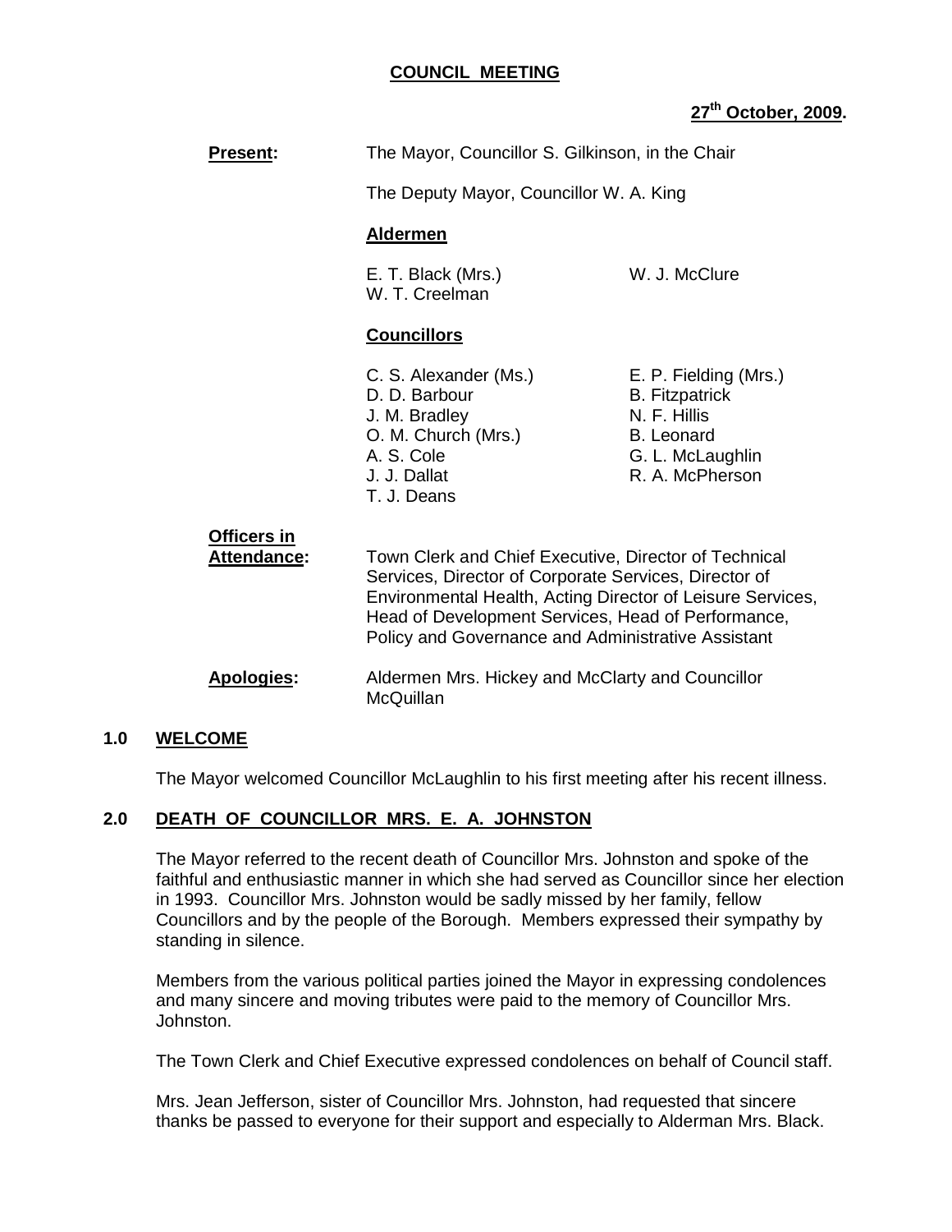# COUNCIL MEETING

**27th October, 2009.**

**Present:** The Mayor, Councillor S. Gilkinson, in the Chair

The Deputy Mayor, Councillor W. A. King

**Aldermen**

E. T. Black (Mrs.)
W. T. Creelman
W. J. McClure

**Councillors**

C. S. Alexander (Ms.)
D. D. Barbour
J. M. Bradley
O. M. Church (Mrs.)
A. S. Cole
J. J. Dallat
T. J. Deans
E. P. Fielding (Mrs.)
B. Fitzpatrick
N. F. Hillis
B. Leonard
G. L. McLaughlin
R. A. McPherson

**Officers in Attendance:** Town Clerk and Chief Executive, Director of Technical Services, Director of Corporate Services, Director of Environmental Health, Acting Director of Leisure Services, Head of Development Services, Head of Performance, Policy and Governance and Administrative Assistant

**Apologies:** Aldermen Mrs. Hickey and McClarty and Councillor McQuillan

## 1.0 WELCOME

The Mayor welcomed Councillor McLaughlin to his first meeting after his recent illness.

## 2.0 DEATH OF COUNCILLOR MRS. E. A. JOHNSTON

The Mayor referred to the recent death of Councillor Mrs. Johnston and spoke of the faithful and enthusiastic manner in which she had served as Councillor since her election in 1993. Councillor Mrs. Johnston would be sadly missed by her family, fellow Councillors and by the people of the Borough. Members expressed their sympathy by standing in silence.

Members from the various political parties joined the Mayor in expressing condolences and many sincere and moving tributes were paid to the memory of Councillor Mrs. Johnston.

The Town Clerk and Chief Executive expressed condolences on behalf of Council staff.

Mrs. Jean Jefferson, sister of Councillor Mrs. Johnston, had requested that sincere thanks be passed to everyone for their support and especially to Alderman Mrs. Black.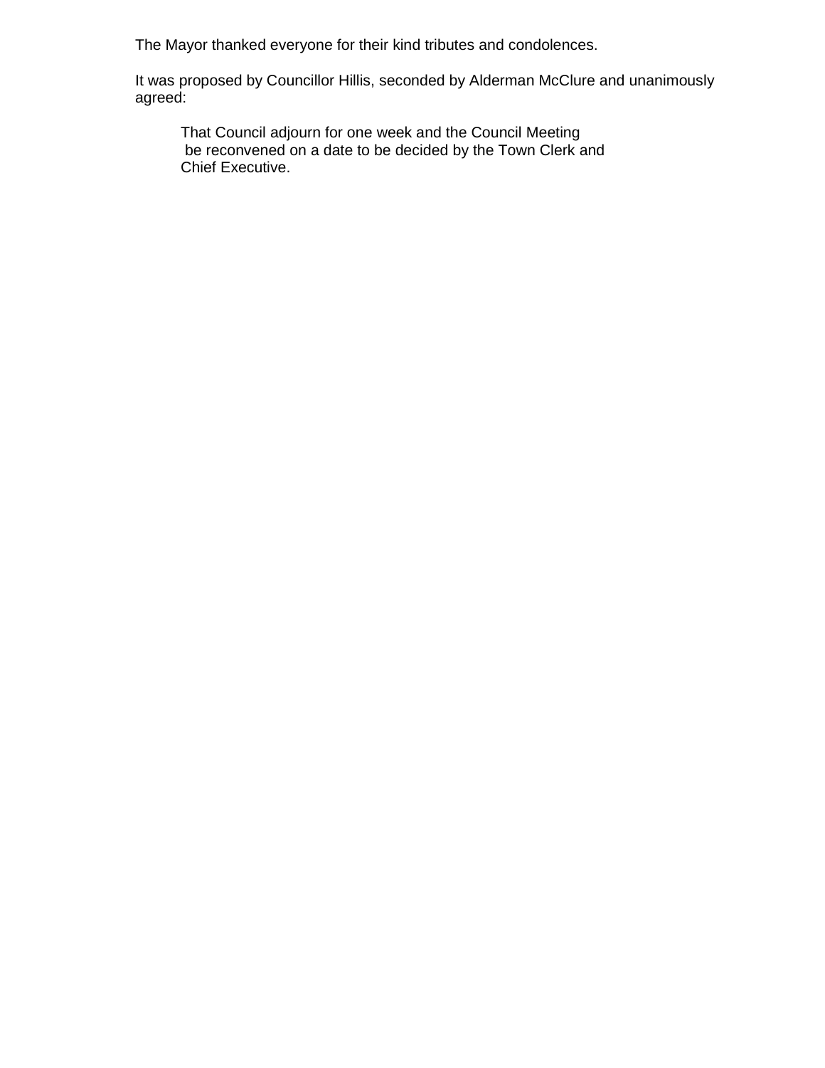The Mayor thanked everyone for their kind tributes and condolences.

It was proposed by Councillor Hillis, seconded by Alderman McClure and unanimously agreed:

> That Council adjourn for one week and the Council Meeting be reconvened on a date to be decided by the Town Clerk and Chief Executive.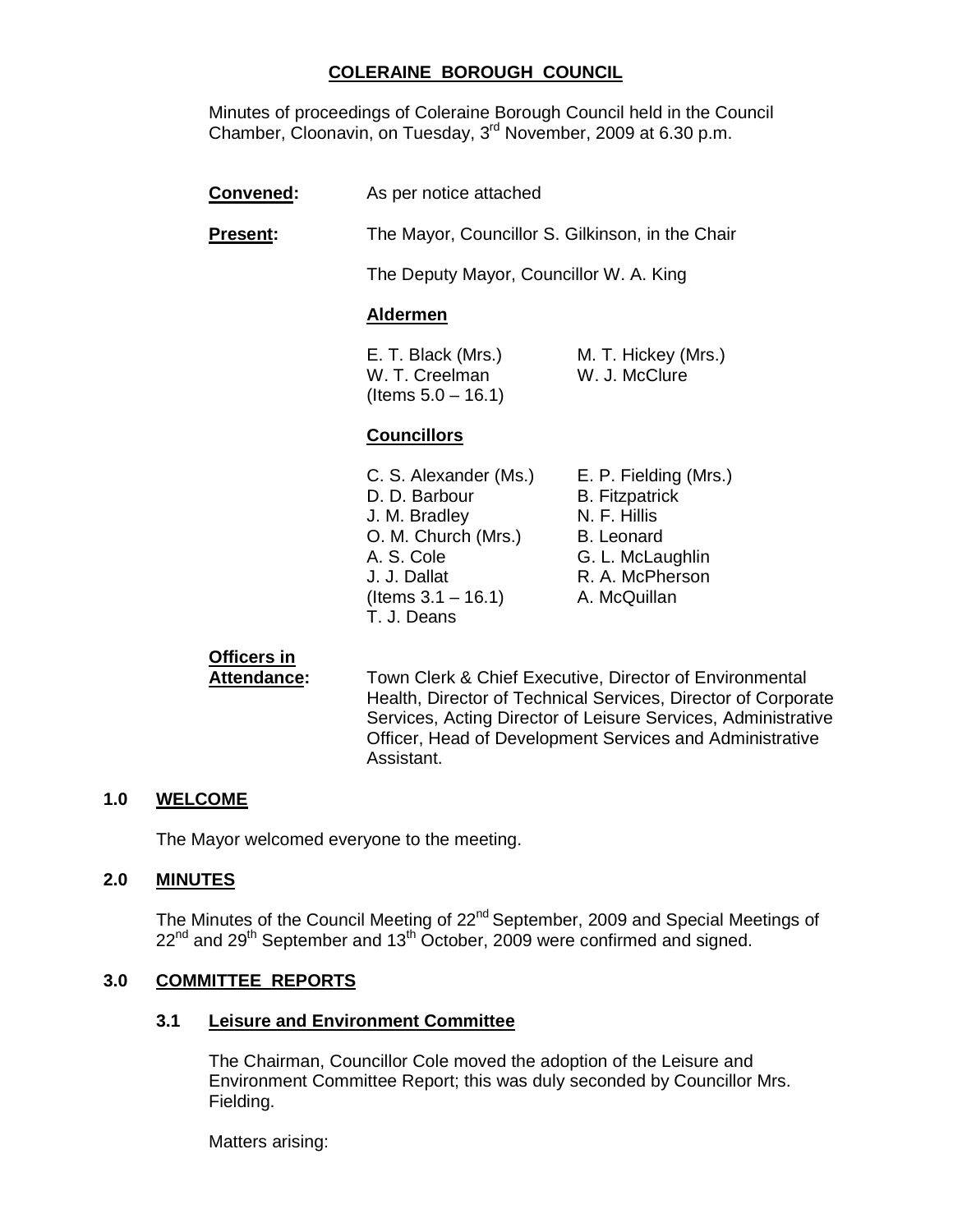# COLERAINE BOROUGH COUNCIL

Minutes of proceedings of Coleraine Borough Council held in the Council Chamber, Cloonavin, on Tuesday, 3rd November, 2009 at 6.30 p.m.

**Convened:** As per notice attached

**Present:** The Mayor, Councillor S. Gilkinson, in the Chair

The Deputy Mayor, Councillor W. A. King

**Aldermen**

| | |
|---|---|
| E. T. Black (Mrs.) | M. T. Hickey (Mrs.) |
| W. T. Creelman (Items 5.0 – 16.1) | W. J. McClure |

**Councillors**

| | |
|---|---|
| C. S. Alexander (Ms.) | E. P. Fielding (Mrs.) |
| D. D. Barbour | B. Fitzpatrick |
| J. M. Bradley | N. F. Hillis |
| O. M. Church (Mrs.) | B. Leonard |
| A. S. Cole | G. L. McLaughlin |
| J. J. Dallat (Items 3.1 – 16.1) | R. A. McPherson |
| T. J. Deans | A. McQuillan |

**Officers in Attendance:** Town Clerk & Chief Executive, Director of Environmental Health, Director of Technical Services, Director of Corporate Services, Acting Director of Leisure Services, Administrative Officer, Head of Development Services and Administrative Assistant.

## 1.0 WELCOME

The Mayor welcomed everyone to the meeting.

## 2.0 MINUTES

The Minutes of the Council Meeting of 22nd September, 2009 and Special Meetings of 22nd and 29th September and 13th October, 2009 were confirmed and signed.

## 3.0 COMMITTEE REPORTS

### 3.1 Leisure and Environment Committee

The Chairman, Councillor Cole moved the adoption of the Leisure and Environment Committee Report; this was duly seconded by Councillor Mrs. Fielding.

Matters arising: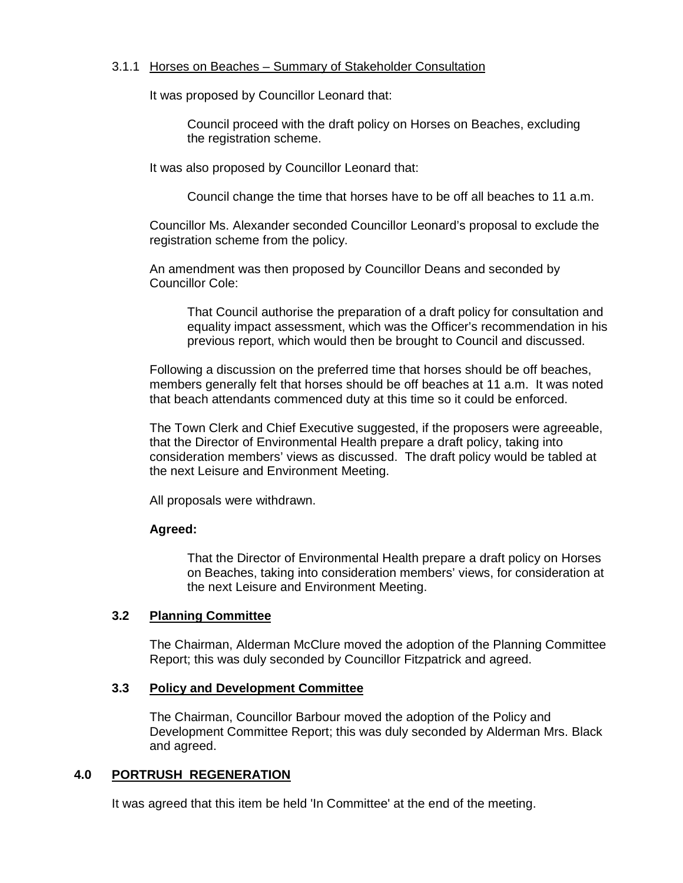3.1.1 Horses on Beaches – Summary of Stakeholder Consultation

It was proposed by Councillor Leonard that:

> Council proceed with the draft policy on Horses on Beaches, excluding the registration scheme.

It was also proposed by Councillor Leonard that:

> Council change the time that horses have to be off all beaches to 11 a.m.

Councillor Ms. Alexander seconded Councillor Leonard's proposal to exclude the registration scheme from the policy.

An amendment was then proposed by Councillor Deans and seconded by Councillor Cole:

> That Council authorise the preparation of a draft policy for consultation and equality impact assessment, which was the Officer's recommendation in his previous report, which would then be brought to Council and discussed.

Following a discussion on the preferred time that horses should be off beaches, members generally felt that horses should be off beaches at 11 a.m. It was noted that beach attendants commenced duty at this time so it could be enforced.

The Town Clerk and Chief Executive suggested, if the proposers were agreeable, that the Director of Environmental Health prepare a draft policy, taking into consideration members' views as discussed. The draft policy would be tabled at the next Leisure and Environment Meeting.

All proposals were withdrawn.

**Agreed:**

> That the Director of Environmental Health prepare a draft policy on Horses on Beaches, taking into consideration members' views, for consideration at the next Leisure and Environment Meeting.

### 3.2 Planning Committee

The Chairman, Alderman McClure moved the adoption of the Planning Committee Report; this was duly seconded by Councillor Fitzpatrick and agreed.

### 3.3 Policy and Development Committee

The Chairman, Councillor Barbour moved the adoption of the Policy and Development Committee Report; this was duly seconded by Alderman Mrs. Black and agreed.

## 4.0 PORTRUSH REGENERATION

It was agreed that this item be held 'In Committee' at the end of the meeting.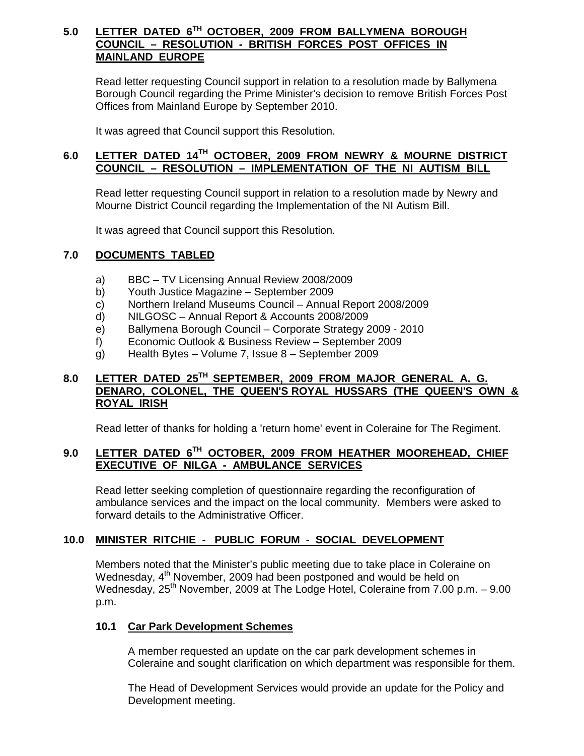## 5.0 LETTER DATED 6TH OCTOBER, 2009 FROM BALLYMENA BOROUGH COUNCIL – RESOLUTION - BRITISH FORCES POST OFFICES IN MAINLAND EUROPE

Read letter requesting Council support in relation to a resolution made by Ballymena Borough Council regarding the Prime Minister's decision to remove British Forces Post Offices from Mainland Europe by September 2010.

It was agreed that Council support this Resolution.

## 6.0 LETTER DATED 14TH OCTOBER, 2009 FROM NEWRY & MOURNE DISTRICT COUNCIL – RESOLUTION – IMPLEMENTATION OF THE NI AUTISM BILL

Read letter requesting Council support in relation to a resolution made by Newry and Mourne District Council regarding the Implementation of the NI Autism Bill.

It was agreed that Council support this Resolution.

## 7.0 DOCUMENTS TABLED

a) BBC – TV Licensing Annual Review 2008/2009
b) Youth Justice Magazine – September 2009
c) Northern Ireland Museums Council – Annual Report 2008/2009
d) NILGOSC – Annual Report & Accounts 2008/2009
e) Ballymena Borough Council – Corporate Strategy 2009 - 2010
f) Economic Outlook & Business Review – September 2009
g) Health Bytes – Volume 7, Issue 8 – September 2009

## 8.0 LETTER DATED 25TH SEPTEMBER, 2009 FROM MAJOR GENERAL A. G. DENARO, COLONEL, THE QUEEN'S ROYAL HUSSARS (THE QUEEN'S OWN & ROYAL IRISH

Read letter of thanks for holding a 'return home' event in Coleraine for The Regiment.

## 9.0 LETTER DATED 6TH OCTOBER, 2009 FROM HEATHER MOOREHEAD, CHIEF EXECUTIVE OF NILGA - AMBULANCE SERVICES

Read letter seeking completion of questionnaire regarding the reconfiguration of ambulance services and the impact on the local community. Members were asked to forward details to the Administrative Officer.

## 10.0 MINISTER RITCHIE - PUBLIC FORUM - SOCIAL DEVELOPMENT

Members noted that the Minister's public meeting due to take place in Coleraine on Wednesday, 4th November, 2009 had been postponed and would be held on Wednesday, 25th November, 2009 at The Lodge Hotel, Coleraine from 7.00 p.m. – 9.00 p.m.

### 10.1 Car Park Development Schemes

A member requested an update on the car park development schemes in Coleraine and sought clarification on which department was responsible for them.

The Head of Development Services would provide an update for the Policy and Development meeting.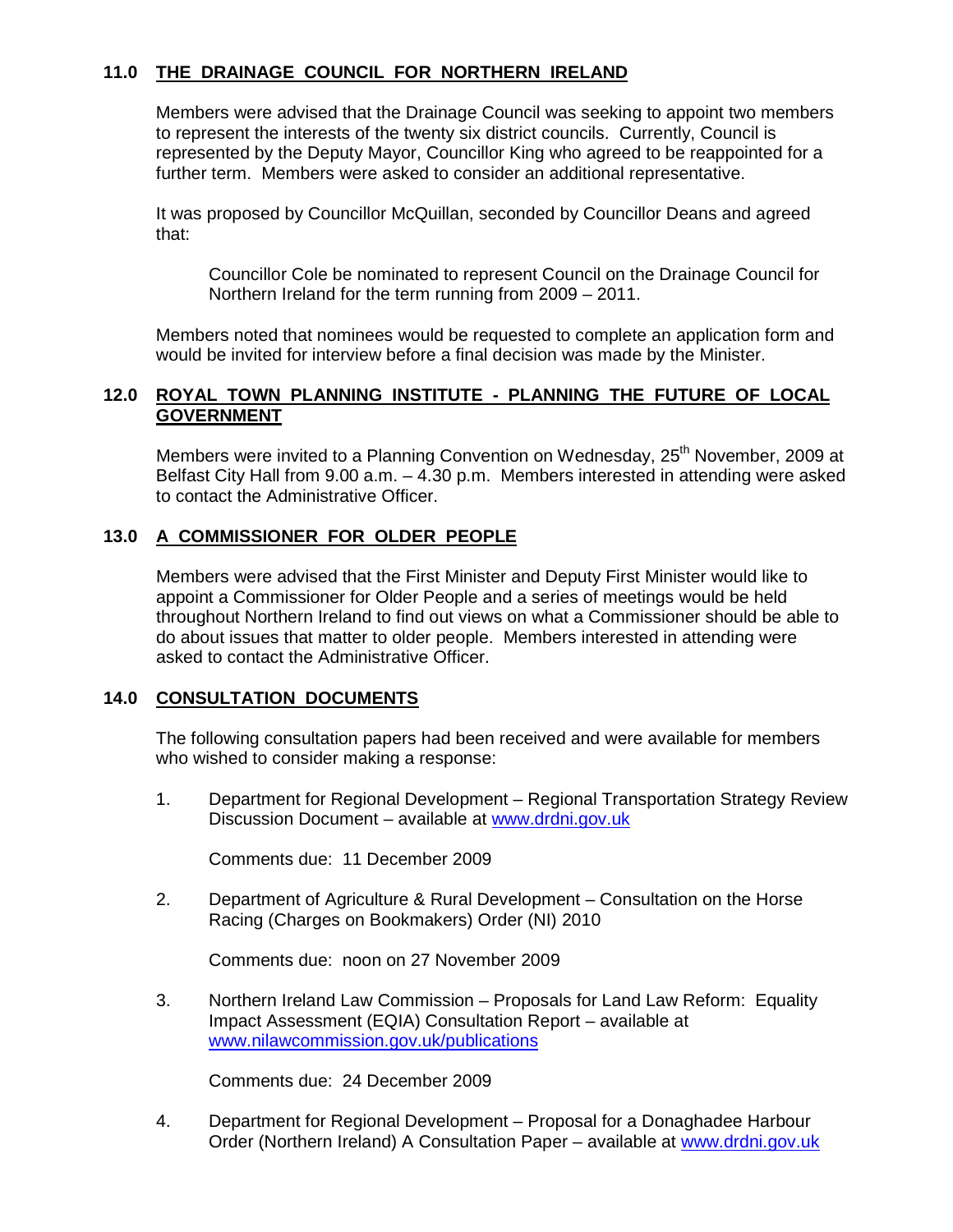## 11.0 THE DRAINAGE COUNCIL FOR NORTHERN IRELAND

Members were advised that the Drainage Council was seeking to appoint two members to represent the interests of the twenty six district councils. Currently, Council is represented by the Deputy Mayor, Councillor King who agreed to be reappointed for a further term. Members were asked to consider an additional representative.

It was proposed by Councillor McQuillan, seconded by Councillor Deans and agreed that:

> Councillor Cole be nominated to represent Council on the Drainage Council for Northern Ireland for the term running from 2009 – 2011.

Members noted that nominees would be requested to complete an application form and would be invited for interview before a final decision was made by the Minister.

## 12.0 ROYAL TOWN PLANNING INSTITUTE - PLANNING THE FUTURE OF LOCAL GOVERNMENT

Members were invited to a Planning Convention on Wednesday, 25th November, 2009 at Belfast City Hall from 9.00 a.m. – 4.30 p.m. Members interested in attending were asked to contact the Administrative Officer.

## 13.0 A COMMISSIONER FOR OLDER PEOPLE

Members were advised that the First Minister and Deputy First Minister would like to appoint a Commissioner for Older People and a series of meetings would be held throughout Northern Ireland to find out views on what a Commissioner should be able to do about issues that matter to older people. Members interested in attending were asked to contact the Administrative Officer.

## 14.0 CONSULTATION DOCUMENTS

The following consultation papers had been received and were available for members who wished to consider making a response:

1. Department for Regional Development – Regional Transportation Strategy Review Discussion Document – available at www.drdni.gov.uk

   Comments due: 11 December 2009

2. Department of Agriculture & Rural Development – Consultation on the Horse Racing (Charges on Bookmakers) Order (NI) 2010

   Comments due: noon on 27 November 2009

3. Northern Ireland Law Commission – Proposals for Land Law Reform: Equality Impact Assessment (EQIA) Consultation Report – available at www.nilawcommission.gov.uk/publications

   Comments due: 24 December 2009

4. Department for Regional Development – Proposal for a Donaghadee Harbour Order (Northern Ireland) A Consultation Paper – available at www.drdni.gov.uk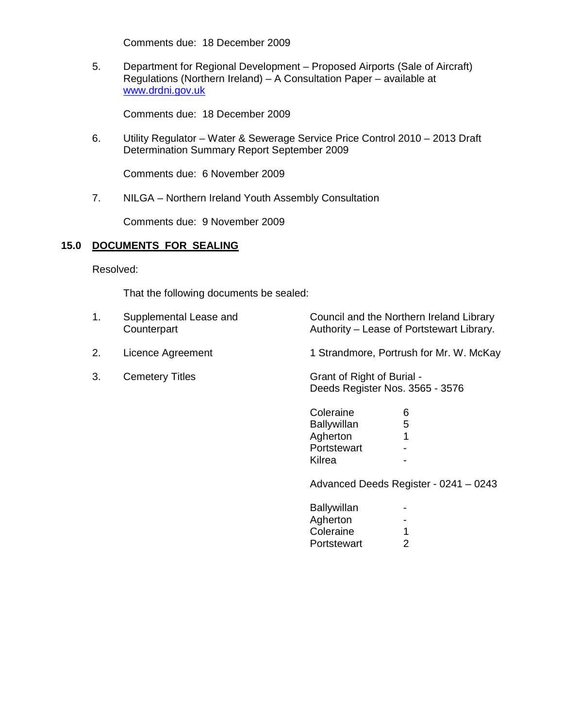Comments due: 18 December 2009

5. Department for Regional Development – Proposed Airports (Sale of Aircraft) Regulations (Northern Ireland) – A Consultation Paper – available at [www.drdni.gov.uk](http://www.drdni.gov.uk)

   Comments due: 18 December 2009

6. Utility Regulator – Water & Sewerage Service Price Control 2010 – 2013 Draft Determination Summary Report September 2009

   Comments due: 6 November 2009

7. NILGA – Northern Ireland Youth Assembly Consultation

   Comments due: 9 November 2009

## 15.0 DOCUMENTS FOR SEALING

Resolved:

That the following documents be sealed:

1. Supplemental Lease and Counterpart — Council and the Northern Ireland Library Authority – Lease of Portstewart Library.

2. Licence Agreement — 1 Strandmore, Portrush for Mr. W. McKay

3. Cemetery Titles — Grant of Right of Burial - Deeds Register Nos. 3565 - 3576

| | |
|---|---|
| Coleraine | 6 |
| Ballywillan | 5 |
| Agherton | 1 |
| Portstewart | - |
| Kilrea | - |

Advanced Deeds Register - 0241 – 0243

| | |
|---|---|
| Ballywillan | - |
| Agherton | - |
| Coleraine | 1 |
| Portstewart | 2 |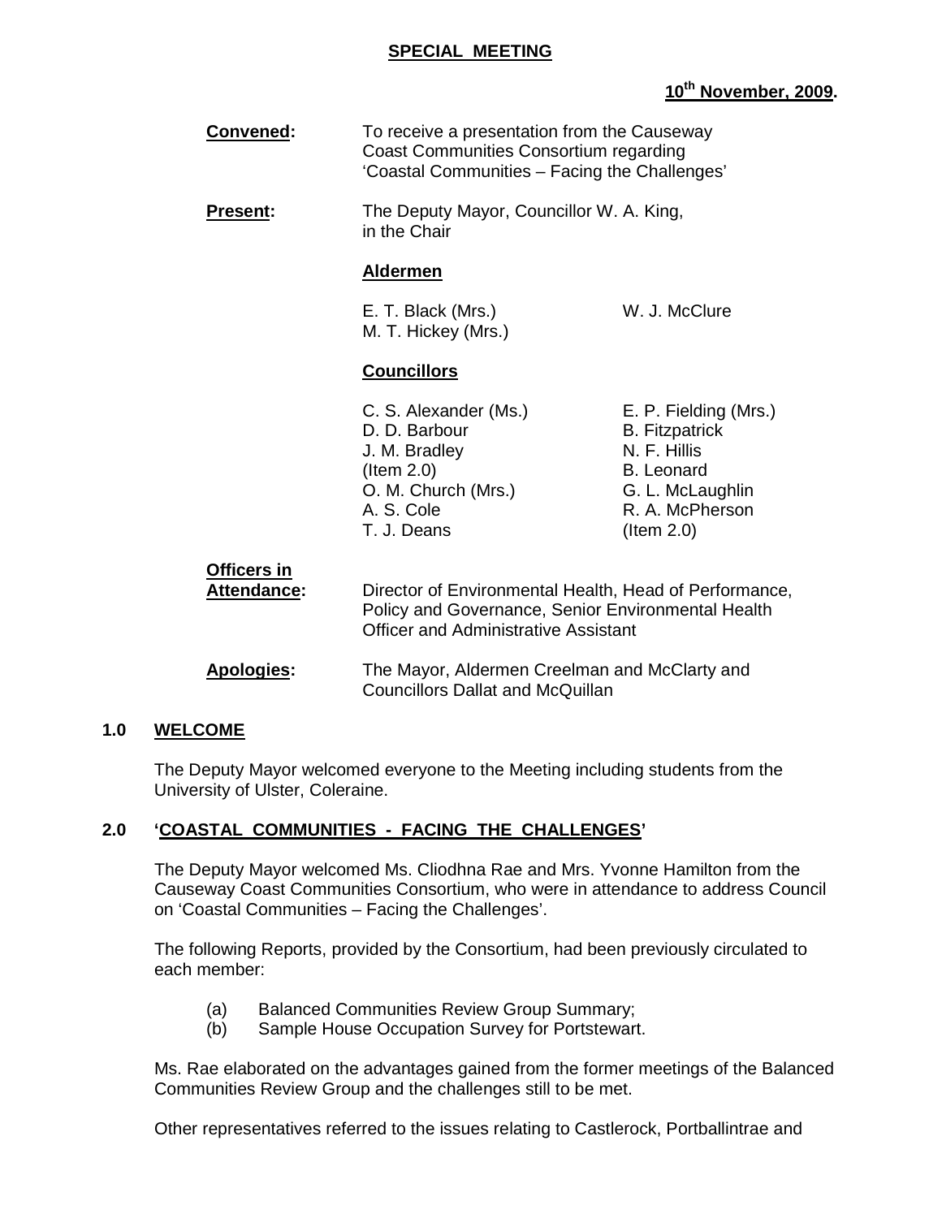**SPECIAL MEETING**

**10th November, 2009.**

**Convened:** To receive a presentation from the Causeway Coast Communities Consortium regarding 'Coastal Communities – Facing the Challenges'

**Present:** The Deputy Mayor, Councillor W. A. King, in the Chair

**Aldermen**

E. T. Black (Mrs.)
M. T. Hickey (Mrs.)
W. J. McClure

**Councillors**

C. S. Alexander (Ms.)
D. D. Barbour
J. M. Bradley (Item 2.0)
O. M. Church (Mrs.)
A. S. Cole
T. J. Deans
E. P. Fielding (Mrs.)
B. Fitzpatrick
N. F. Hillis
B. Leonard
G. L. McLaughlin
R. A. McPherson (Item 2.0)

**Officers in Attendance:** Director of Environmental Health, Head of Performance, Policy and Governance, Senior Environmental Health Officer and Administrative Assistant

**Apologies:** The Mayor, Aldermen Creelman and McClarty and Councillors Dallat and McQuillan

## 1.0 WELCOME

The Deputy Mayor welcomed everyone to the Meeting including students from the University of Ulster, Coleraine.

## 2.0 'COASTAL COMMUNITIES - FACING THE CHALLENGES'

The Deputy Mayor welcomed Ms. Cliodhna Rae and Mrs. Yvonne Hamilton from the Causeway Coast Communities Consortium, who were in attendance to address Council on 'Coastal Communities – Facing the Challenges'.

The following Reports, provided by the Consortium, had been previously circulated to each member:

(a) Balanced Communities Review Group Summary;
(b) Sample House Occupation Survey for Portstewart.

Ms. Rae elaborated on the advantages gained from the former meetings of the Balanced Communities Review Group and the challenges still to be met.

Other representatives referred to the issues relating to Castlerock, Portballintrae and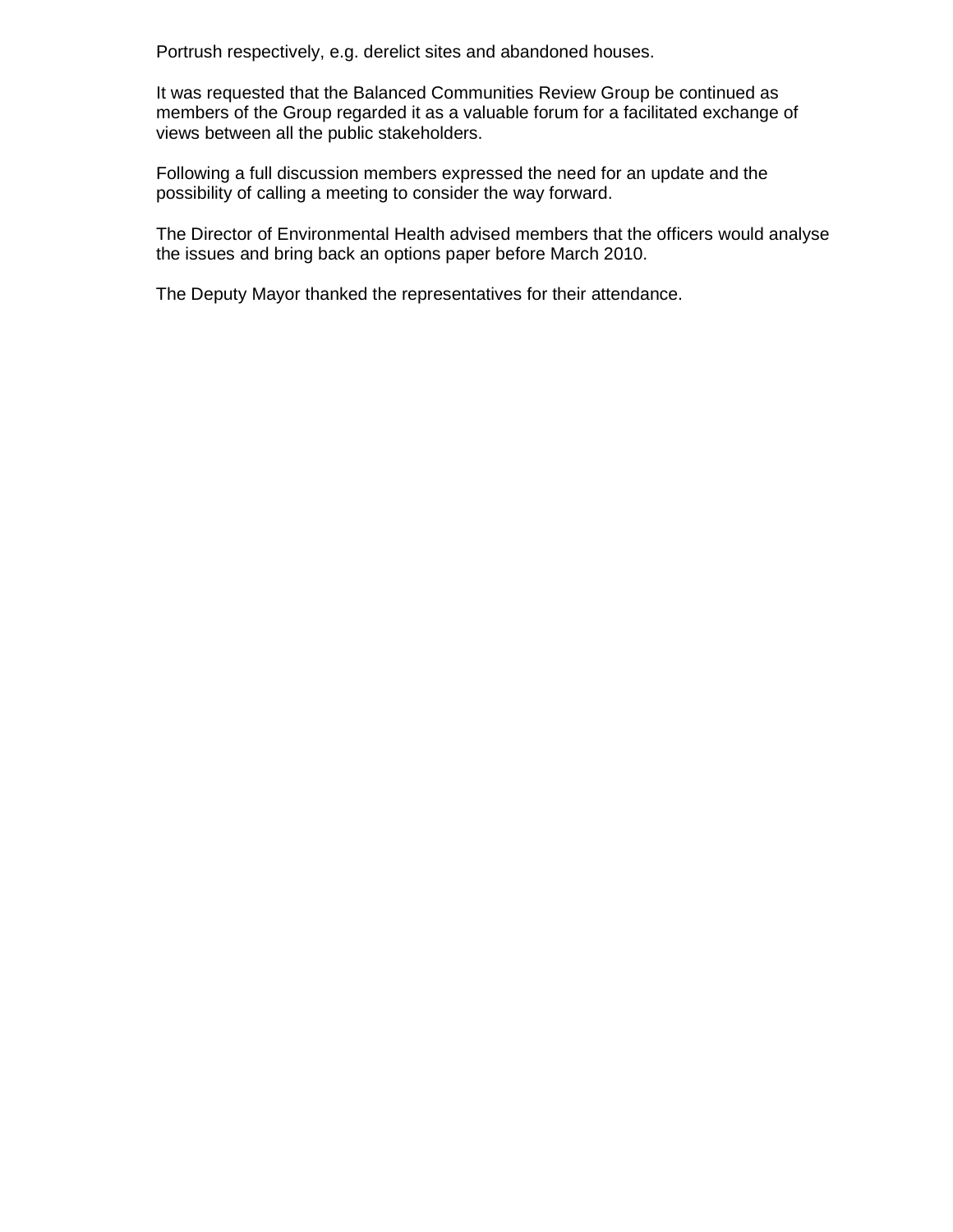Portrush respectively, e.g. derelict sites and abandoned houses.

It was requested that the Balanced Communities Review Group be continued as members of the Group regarded it as a valuable forum for a facilitated exchange of views between all the public stakeholders.

Following a full discussion members expressed the need for an update and the possibility of calling a meeting to consider the way forward.

The Director of Environmental Health advised members that the officers would analyse the issues and bring back an options paper before March 2010.

The Deputy Mayor thanked the representatives for their attendance.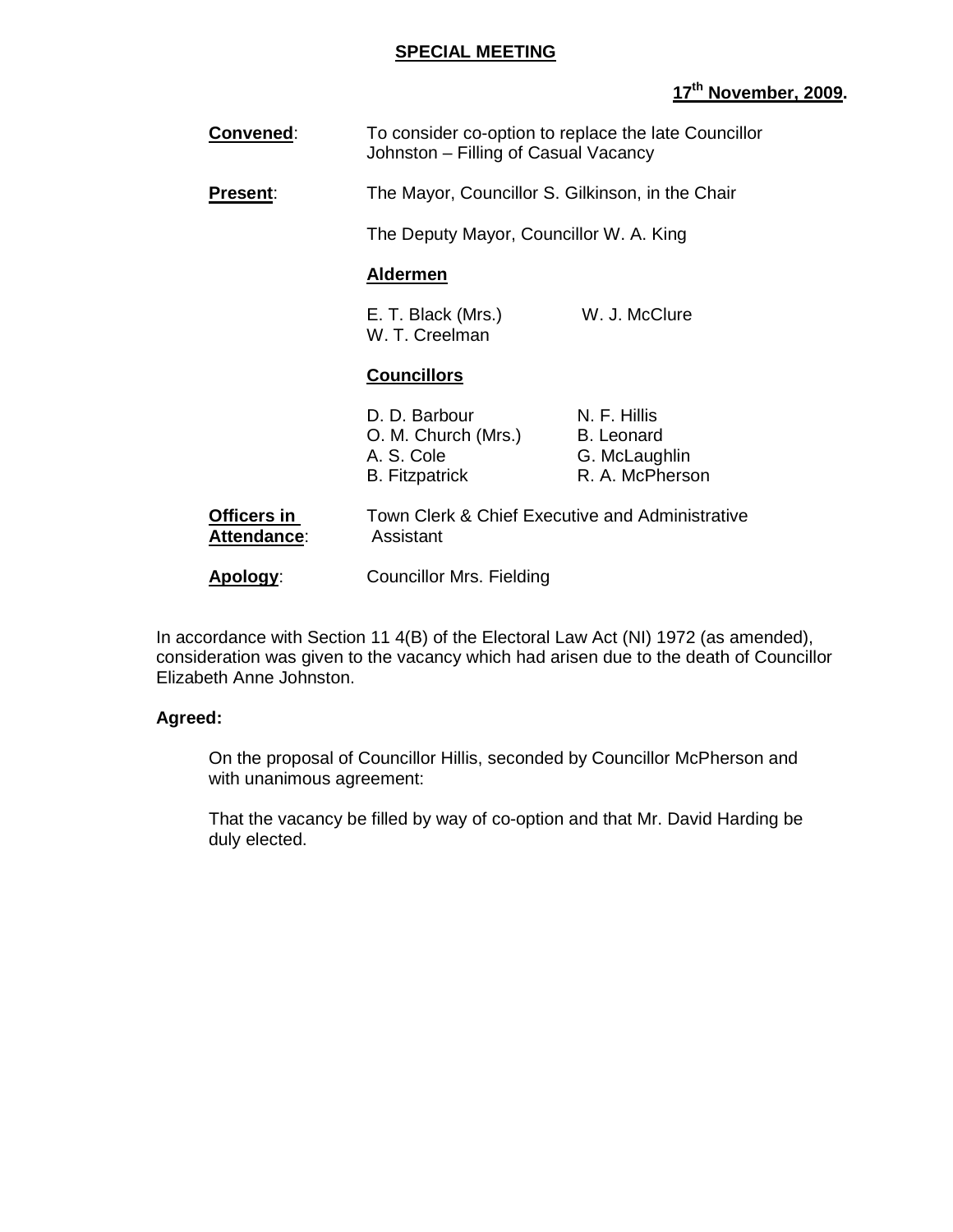**SPECIAL MEETING**

**17th November, 2009.**

**Convened**: To consider co-option to replace the late Councillor Johnston – Filling of Casual Vacancy

**Present**: The Mayor, Councillor S. Gilkinson, in the Chair

The Deputy Mayor, Councillor W. A. King

**Aldermen**

E. T. Black (Mrs.)
W. J. McClure
W. T. Creelman

**Councillors**

D. D. Barbour
N. F. Hillis
O. M. Church (Mrs.)
B. Leonard
A. S. Cole
G. McLaughlin
B. Fitzpatrick
R. A. McPherson

**Officers in Attendance**: Town Clerk & Chief Executive and Administrative Assistant

**Apology**: Councillor Mrs. Fielding

In accordance with Section 11 4(B) of the Electoral Law Act (NI) 1972 (as amended), consideration was given to the vacancy which had arisen due to the death of Councillor Elizabeth Anne Johnston.

**Agreed:**

On the proposal of Councillor Hillis, seconded by Councillor McPherson and with unanimous agreement:

That the vacancy be filled by way of co-option and that Mr. David Harding be duly elected.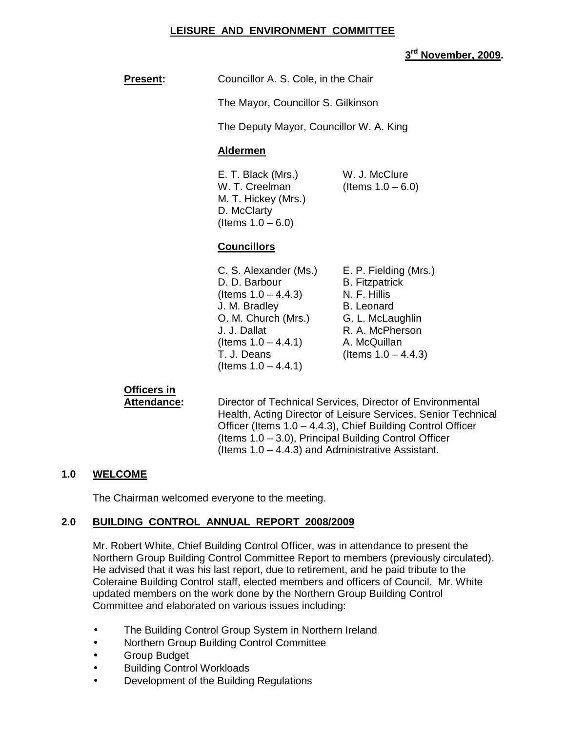**LEISURE AND ENVIRONMENT COMMITTEE**

**3rd November, 2009.**

**Present:** Councillor A. S. Cole, in the Chair

The Mayor, Councillor S. Gilkinson

The Deputy Mayor, Councillor W. A. King

**Aldermen**

E. T. Black (Mrs.)
W. T. Creelman
M. T. Hickey (Mrs.)
D. McClarty
(Items 1.0 – 6.0)
W. J. McClure
(Items 1.0 – 6.0)

**Councillors**

C. S. Alexander (Ms.)
D. D. Barbour
(Items 1.0 – 4.4.3)
J. M. Bradley
O. M. Church (Mrs.)
J. J. Dallat
(Items 1.0 – 4.4.1)
T. J. Deans
(Items 1.0 – 4.4.1)
E. P. Fielding (Mrs.)
B. Fitzpatrick
N. F. Hillis
B. Leonard
G. L. McLaughlin
R. A. McPherson
A. McQuillan
(Items 1.0 – 4.4.3)

**Officers in Attendance:** Director of Technical Services, Director of Environmental Health, Acting Director of Leisure Services, Senior Technical Officer (Items 1.0 – 4.4.3), Chief Building Control Officer (Items 1.0 – 3.0), Principal Building Control Officer (Items 1.0 – 4.4.3) and Administrative Assistant.

## 1.0 WELCOME

The Chairman welcomed everyone to the meeting.

## 2.0 BUILDING CONTROL ANNUAL REPORT 2008/2009

Mr. Robert White, Chief Building Control Officer, was in attendance to present the Northern Group Building Control Committee Report to members (previously circulated). He advised that it was his last report, due to retirement, and he paid tribute to the Coleraine Building Control staff, elected members and officers of Council. Mr. White updated members on the work done by the Northern Group Building Control Committee and elaborated on various issues including:

- The Building Control Group System in Northern Ireland
- Northern Group Building Control Committee
- Group Budget
- Building Control Workloads
- Development of the Building Regulations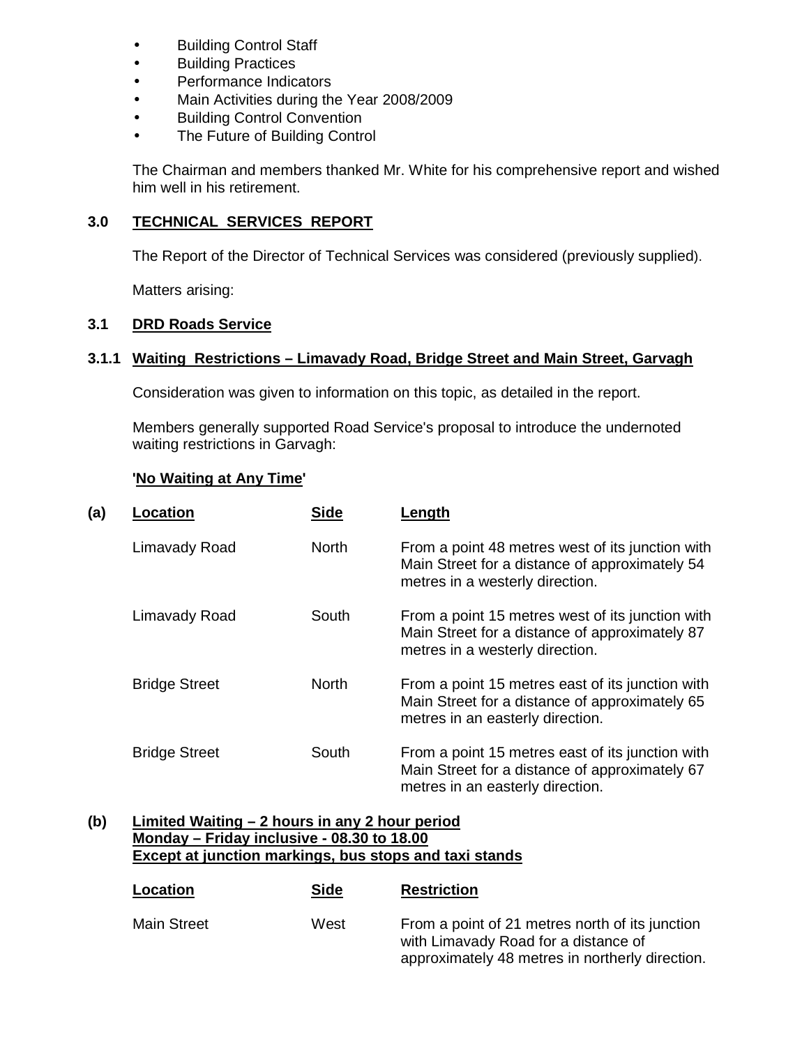- Building Control Staff
- Building Practices
- Performance Indicators
- Main Activities during the Year 2008/2009
- Building Control Convention
- The Future of Building Control

The Chairman and members thanked Mr. White for his comprehensive report and wished him well in his retirement.

## 3.0 TECHNICAL SERVICES REPORT

The Report of the Director of Technical Services was considered (previously supplied).

Matters arising:

### 3.1 DRD Roads Service

#### 3.1.1 Waiting Restrictions – Limavady Road, Bridge Street and Main Street, Garvagh

Consideration was given to information on this topic, as detailed in the report.

Members generally supported Road Service's proposal to introduce the undernoted waiting restrictions in Garvagh:

**'No Waiting at Any Time'**

**(a)**

| Location | Side | Length |
|---|---|---|
| Limavady Road | North | From a point 48 metres west of its junction with Main Street for a distance of approximately 54 metres in a westerly direction. |
| Limavady Road | South | From a point 15 metres west of its junction with Main Street for a distance of approximately 87 metres in a westerly direction. |
| Bridge Street | North | From a point 15 metres east of its junction with Main Street for a distance of approximately 65 metres in an easterly direction. |
| Bridge Street | South | From a point 15 metres east of its junction with Main Street for a distance of approximately 67 metres in an easterly direction. |

**(b) Limited Waiting – 2 hours in any 2 hour period**
**Monday – Friday inclusive - 08.30 to 18.00**
**Except at junction markings, bus stops and taxi stands**

| Location | Side | Restriction |
|---|---|---|
| Main Street | West | From a point of 21 metres north of its junction with Limavady Road for a distance of approximately 48 metres in northerly direction. |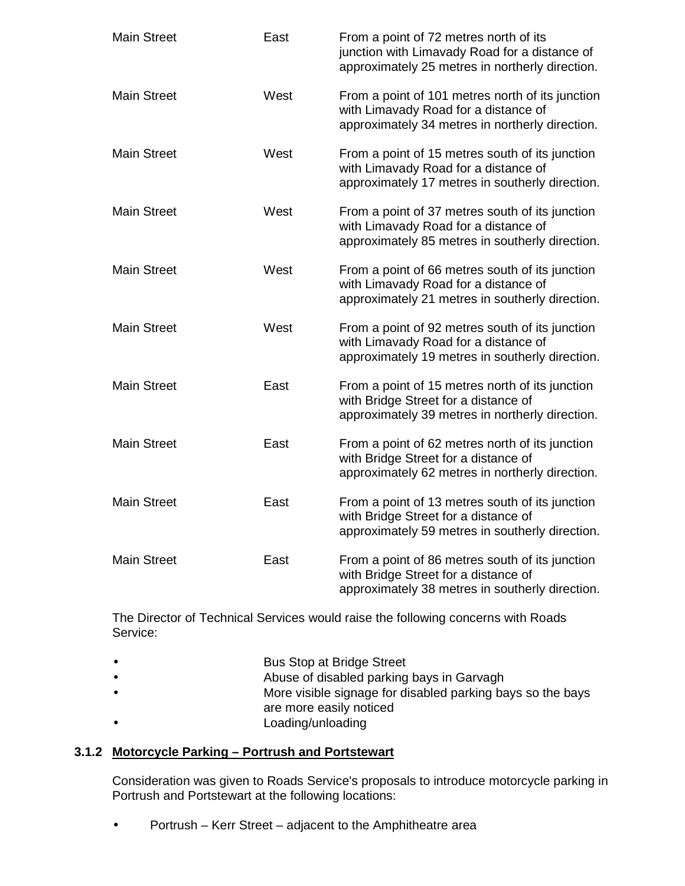| | | |
|---|---|---|
| Main Street | East | From a point of 72 metres north of its junction with Limavady Road for a distance of approximately 25 metres in northerly direction. |
| Main Street | West | From a point of 101 metres north of its junction with Limavady Road for a distance of approximately 34 metres in northerly direction. |
| Main Street | West | From a point of 15 metres south of its junction with Limavady Road for a distance of approximately 17 metres in southerly direction. |
| Main Street | West | From a point of 37 metres south of its junction with Limavady Road for a distance of approximately 85 metres in southerly direction. |
| Main Street | West | From a point of 66 metres south of its junction with Limavady Road for a distance of approximately 21 metres in southerly direction. |
| Main Street | West | From a point of 92 metres south of its junction with Limavady Road for a distance of approximately 19 metres in southerly direction. |
| Main Street | East | From a point of 15 metres north of its junction with Bridge Street for a distance of approximately 39 metres in northerly direction. |
| Main Street | East | From a point of 62 metres north of its junction with Bridge Street for a distance of approximately 62 metres in northerly direction. |
| Main Street | East | From a point of 13 metres south of its junction with Bridge Street for a distance of approximately 59 metres in southerly direction. |
| Main Street | East | From a point of 86 metres south of its junction with Bridge Street for a distance of approximately 38 metres in southerly direction. |

The Director of Technical Services would raise the following concerns with Roads Service:

- Bus Stop at Bridge Street
- Abuse of disabled parking bays in Garvagh
- More visible signage for disabled parking bays so the bays are more easily noticed
- Loading/unloading

### 3.1.2 Motorcycle Parking – Portrush and Portstewart

Consideration was given to Roads Service's proposals to introduce motorcycle parking in Portrush and Portstewart at the following locations:

- Portrush – Kerr Street – adjacent to the Amphitheatre area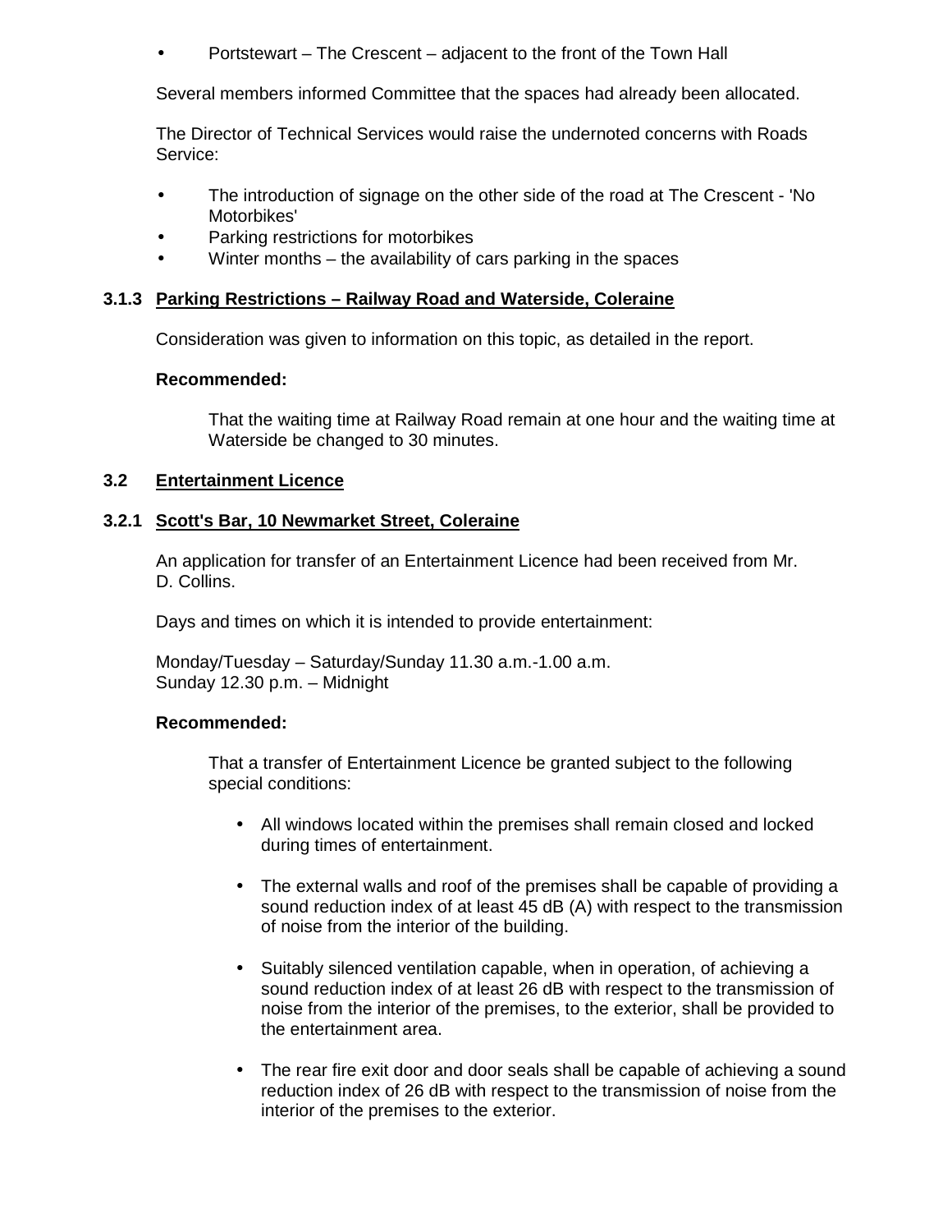- Portstewart – The Crescent – adjacent to the front of the Town Hall

Several members informed Committee that the spaces had already been allocated.

The Director of Technical Services would raise the undernoted concerns with Roads Service:

- The introduction of signage on the other side of the road at The Crescent - 'No Motorbikes'
- Parking restrictions for motorbikes
- Winter months – the availability of cars parking in the spaces

### 3.1.3 Parking Restrictions – Railway Road and Waterside, Coleraine

Consideration was given to information on this topic, as detailed in the report.

**Recommended:**

That the waiting time at Railway Road remain at one hour and the waiting time at Waterside be changed to 30 minutes.

## 3.2 Entertainment Licence

### 3.2.1 Scott's Bar, 10 Newmarket Street, Coleraine

An application for transfer of an Entertainment Licence had been received from Mr. D. Collins.

Days and times on which it is intended to provide entertainment:

Monday/Tuesday – Saturday/Sunday 11.30 a.m.-1.00 a.m.
Sunday 12.30 p.m. – Midnight

**Recommended:**

That a transfer of Entertainment Licence be granted subject to the following special conditions:

- All windows located within the premises shall remain closed and locked during times of entertainment.

- The external walls and roof of the premises shall be capable of providing a sound reduction index of at least 45 dB (A) with respect to the transmission of noise from the interior of the building.

- Suitably silenced ventilation capable, when in operation, of achieving a sound reduction index of at least 26 dB with respect to the transmission of noise from the interior of the premises, to the exterior, shall be provided to the entertainment area.

- The rear fire exit door and door seals shall be capable of achieving a sound reduction index of 26 dB with respect to the transmission of noise from the interior of the premises to the exterior.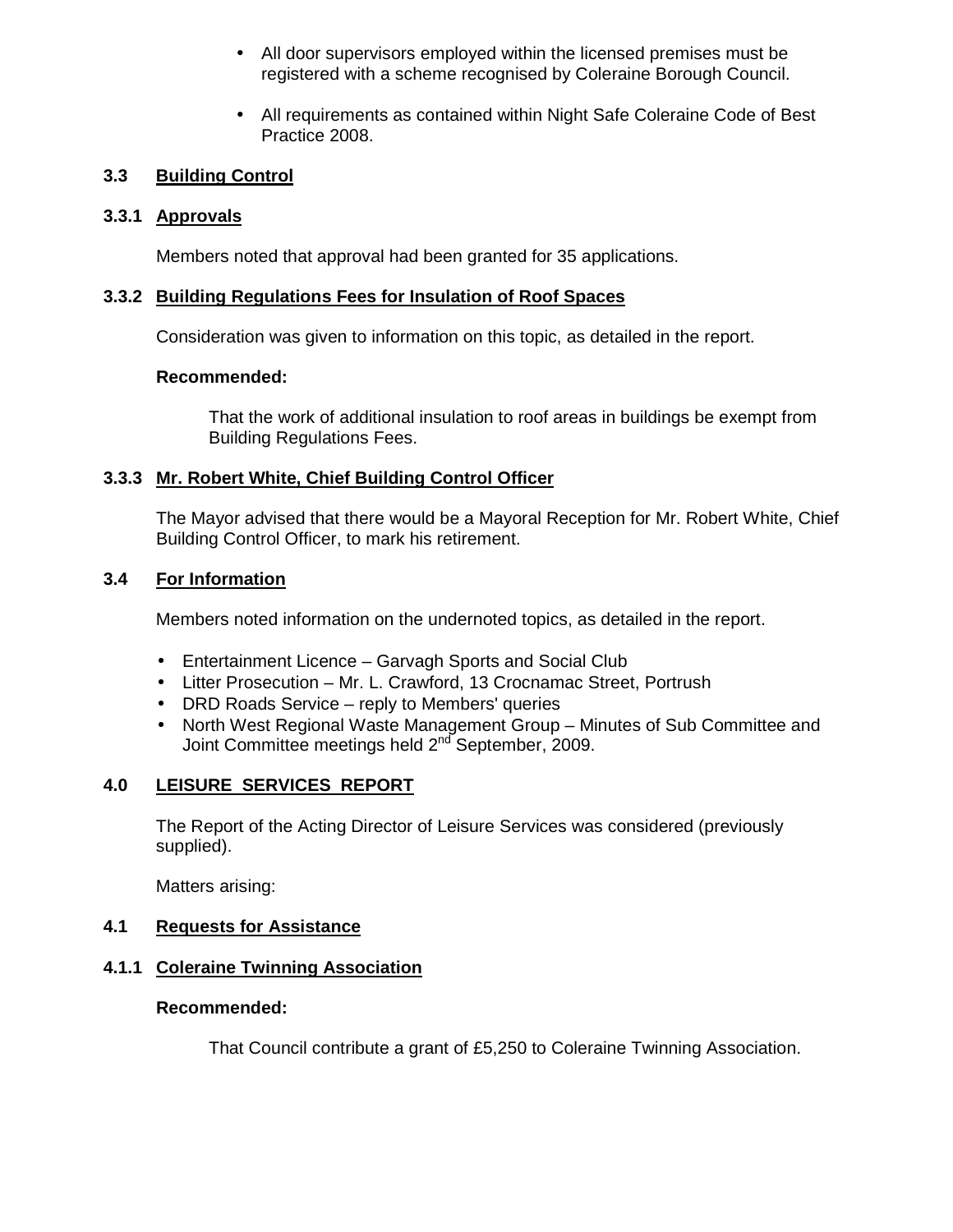- All door supervisors employed within the licensed premises must be registered with a scheme recognised by Coleraine Borough Council.

- All requirements as contained within Night Safe Coleraine Code of Best Practice 2008.

### 3.3 Building Control

#### 3.3.1 Approvals

Members noted that approval had been granted for 35 applications.

#### 3.3.2 Building Regulations Fees for Insulation of Roof Spaces

Consideration was given to information on this topic, as detailed in the report.

**Recommended:**

That the work of additional insulation to roof areas in buildings be exempt from Building Regulations Fees.

#### 3.3.3 Mr. Robert White, Chief Building Control Officer

The Mayor advised that there would be a Mayoral Reception for Mr. Robert White, Chief Building Control Officer, to mark his retirement.

### 3.4 For Information

Members noted information on the undernoted topics, as detailed in the report.

- Entertainment Licence – Garvagh Sports and Social Club
- Litter Prosecution – Mr. L. Crawford, 13 Crocnamac Street, Portrush
- DRD Roads Service – reply to Members' queries
- North West Regional Waste Management Group – Minutes of Sub Committee and Joint Committee meetings held 2nd September, 2009.

## 4.0 LEISURE SERVICES REPORT

The Report of the Acting Director of Leisure Services was considered (previously supplied).

Matters arising:

### 4.1 Requests for Assistance

#### 4.1.1 Coleraine Twinning Association

**Recommended:**

That Council contribute a grant of £5,250 to Coleraine Twinning Association.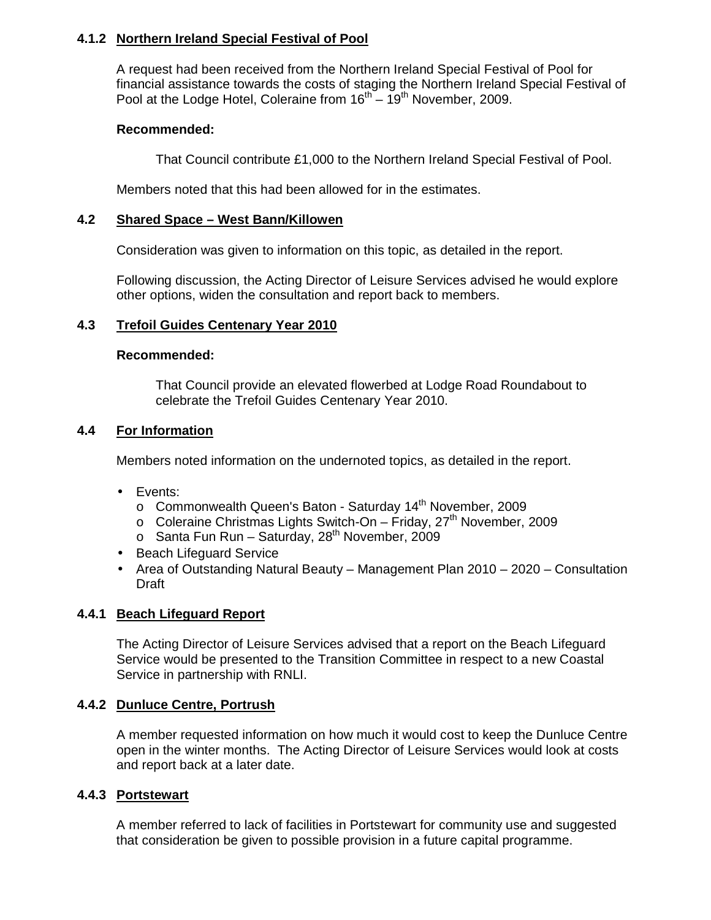#### 4.1.2 Northern Ireland Special Festival of Pool

A request had been received from the Northern Ireland Special Festival of Pool for financial assistance towards the costs of staging the Northern Ireland Special Festival of Pool at the Lodge Hotel, Coleraine from 16th – 19th November, 2009.

**Recommended:**

That Council contribute £1,000 to the Northern Ireland Special Festival of Pool.

Members noted that this had been allowed for in the estimates.

### 4.2 Shared Space – West Bann/Killowen

Consideration was given to information on this topic, as detailed in the report.

Following discussion, the Acting Director of Leisure Services advised he would explore other options, widen the consultation and report back to members.

### 4.3 Trefoil Guides Centenary Year 2010

**Recommended:**

That Council provide an elevated flowerbed at Lodge Road Roundabout to celebrate the Trefoil Guides Centenary Year 2010.

### 4.4 For Information

Members noted information on the undernoted topics, as detailed in the report.

- Events:
  - Commonwealth Queen's Baton - Saturday 14th November, 2009
  - Coleraine Christmas Lights Switch-On – Friday, 27th November, 2009
  - Santa Fun Run – Saturday, 28th November, 2009
- Beach Lifeguard Service
- Area of Outstanding Natural Beauty – Management Plan 2010 – 2020 – Consultation Draft

#### 4.4.1 Beach Lifeguard Report

The Acting Director of Leisure Services advised that a report on the Beach Lifeguard Service would be presented to the Transition Committee in respect to a new Coastal Service in partnership with RNLI.

#### 4.4.2 Dunluce Centre, Portrush

A member requested information on how much it would cost to keep the Dunluce Centre open in the winter months. The Acting Director of Leisure Services would look at costs and report back at a later date.

#### 4.4.3 Portstewart

A member referred to lack of facilities in Portstewart for community use and suggested that consideration be given to possible provision in a future capital programme.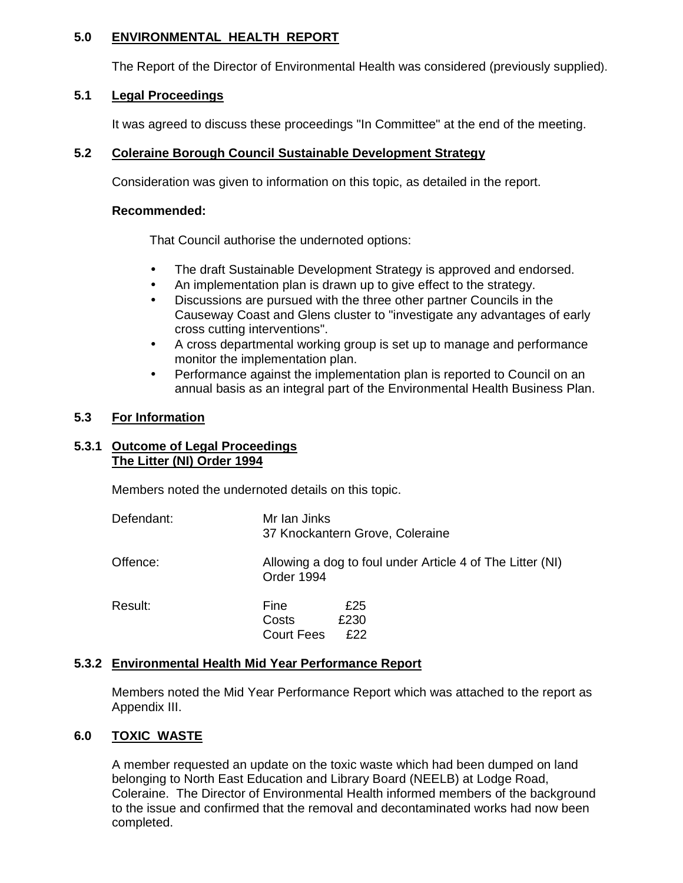## 5.0 ENVIRONMENTAL HEALTH REPORT

The Report of the Director of Environmental Health was considered (previously supplied).

### 5.1 Legal Proceedings

It was agreed to discuss these proceedings "In Committee" at the end of the meeting.

### 5.2 Coleraine Borough Council Sustainable Development Strategy

Consideration was given to information on this topic, as detailed in the report.

**Recommended:**

That Council authorise the undernoted options:

- The draft Sustainable Development Strategy is approved and endorsed.
- An implementation plan is drawn up to give effect to the strategy.
- Discussions are pursued with the three other partner Councils in the Causeway Coast and Glens cluster to "investigate any advantages of early cross cutting interventions".
- A cross departmental working group is set up to manage and performance monitor the implementation plan.
- Performance against the implementation plan is reported to Council on an annual basis as an integral part of the Environmental Health Business Plan.

### 5.3 For Information

#### 5.3.1 Outcome of Legal Proceedings The Litter (NI) Order 1994

Members noted the undernoted details on this topic.

| | |
|---|---|
| Defendant: | Mr Ian Jinks<br>37 Knockantern Grove, Coleraine |
| Offence: | Allowing a dog to foul under Article 4 of The Litter (NI) Order 1994 |
| Result: | Fine £25<br>Costs £230<br>Court Fees £22 |

#### 5.3.2 Environmental Health Mid Year Performance Report

Members noted the Mid Year Performance Report which was attached to the report as Appendix III.

## 6.0 TOXIC WASTE

A member requested an update on the toxic waste which had been dumped on land belonging to North East Education and Library Board (NEELB) at Lodge Road, Coleraine. The Director of Environmental Health informed members of the background to the issue and confirmed that the removal and decontaminated works had now been completed.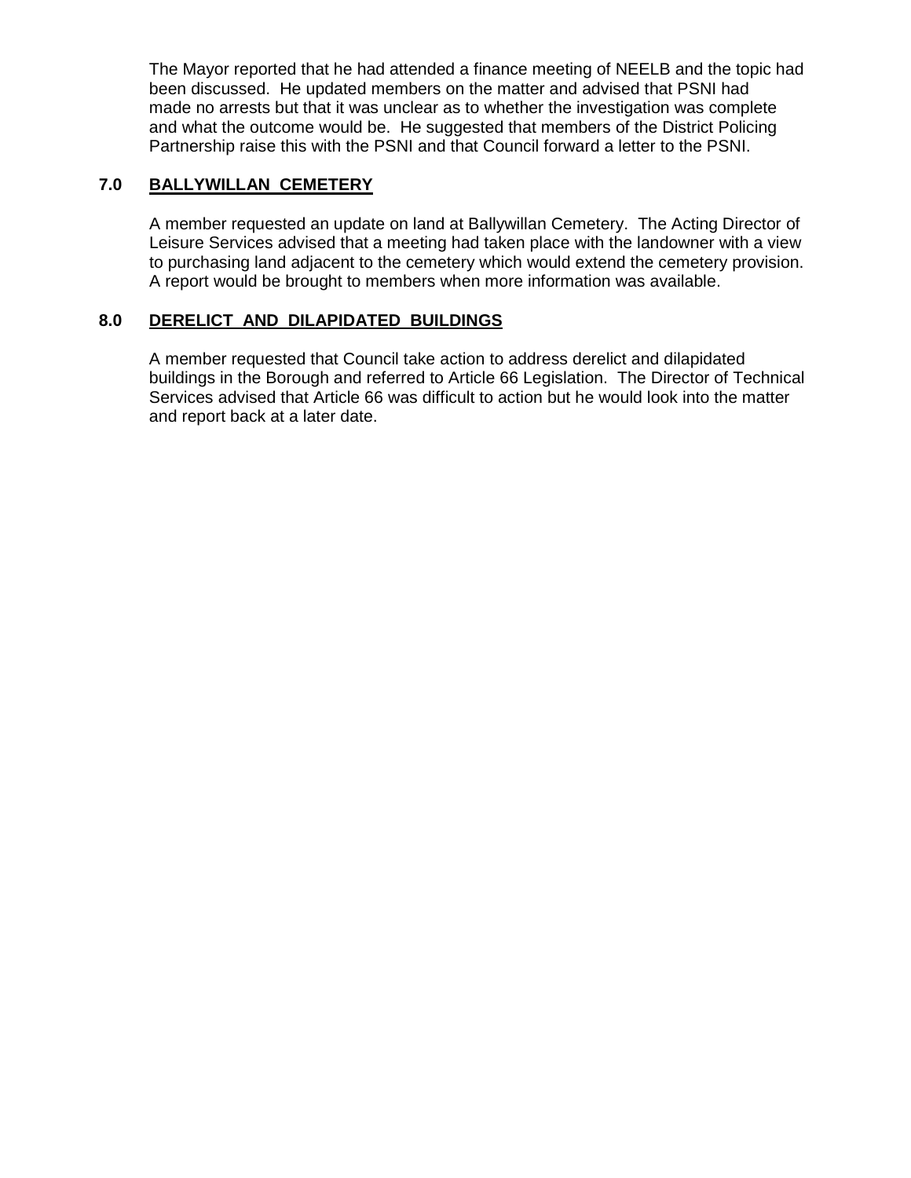The Mayor reported that he had attended a finance meeting of NEELB and the topic had been discussed. He updated members on the matter and advised that PSNI had made no arrests but that it was unclear as to whether the investigation was complete and what the outcome would be. He suggested that members of the District Policing Partnership raise this with the PSNI and that Council forward a letter to the PSNI.

## 7.0 BALLYWILLAN CEMETERY

A member requested an update on land at Ballywillan Cemetery. The Acting Director of Leisure Services advised that a meeting had taken place with the landowner with a view to purchasing land adjacent to the cemetery which would extend the cemetery provision. A report would be brought to members when more information was available.

## 8.0 DERELICT AND DILAPIDATED BUILDINGS

A member requested that Council take action to address derelict and dilapidated buildings in the Borough and referred to Article 66 Legislation. The Director of Technical Services advised that Article 66 was difficult to action but he would look into the matter and report back at a later date.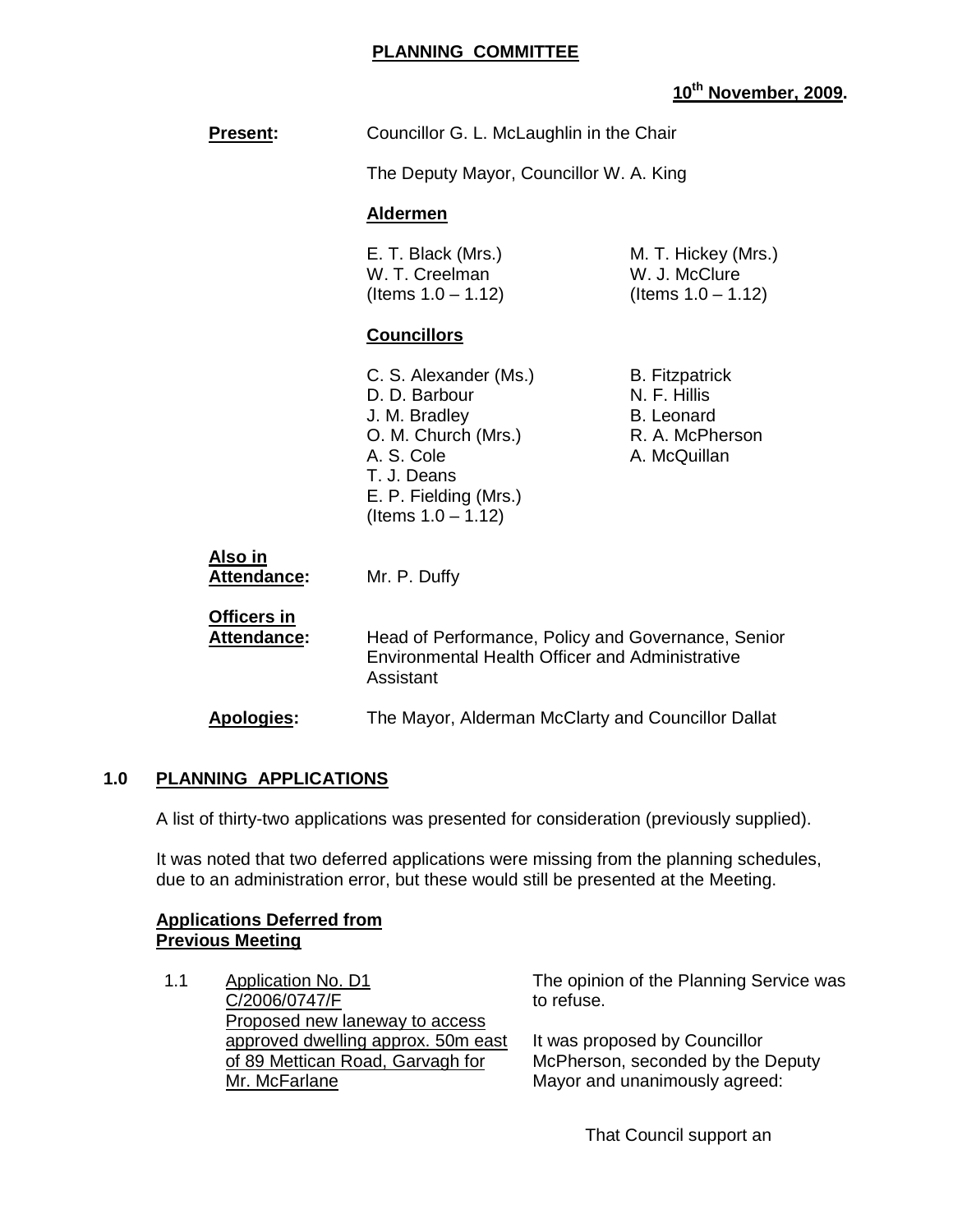# PLANNING COMMITTEE

**10th November, 2009.**

**Present:** Councillor G. L. McLaughlin in the Chair

The Deputy Mayor, Councillor W. A. King

**Aldermen**

E. T. Black (Mrs.)
W. T. Creelman (Items 1.0 – 1.12)
M. T. Hickey (Mrs.)
W. J. McClure (Items 1.0 – 1.12)

**Councillors**

C. S. Alexander (Ms.)
D. D. Barbour
J. M. Bradley
O. M. Church (Mrs.)
A. S. Cole
T. J. Deans
E. P. Fielding (Mrs.) (Items 1.0 – 1.12)
B. Fitzpatrick
N. F. Hillis
B. Leonard
R. A. McPherson
A. McQuillan

**Also in Attendance:** Mr. P. Duffy

**Officers in Attendance:** Head of Performance, Policy and Governance, Senior Environmental Health Officer and Administrative Assistant

**Apologies:** The Mayor, Alderman McClarty and Councillor Dallat

## 1.0 PLANNING APPLICATIONS

A list of thirty-two applications was presented for consideration (previously supplied).

It was noted that two deferred applications were missing from the planning schedules, due to an administration error, but these would still be presented at the Meeting.

**Applications Deferred from Previous Meeting**

1.1 Application No. D1 C/2006/0747/F
Proposed new laneway to access approved dwelling approx. 50m east of 89 Mettican Road, Garvagh for Mr. McFarlane

The opinion of the Planning Service was to refuse.

It was proposed by Councillor McPherson, seconded by the Deputy Mayor and unanimously agreed:

That Council support an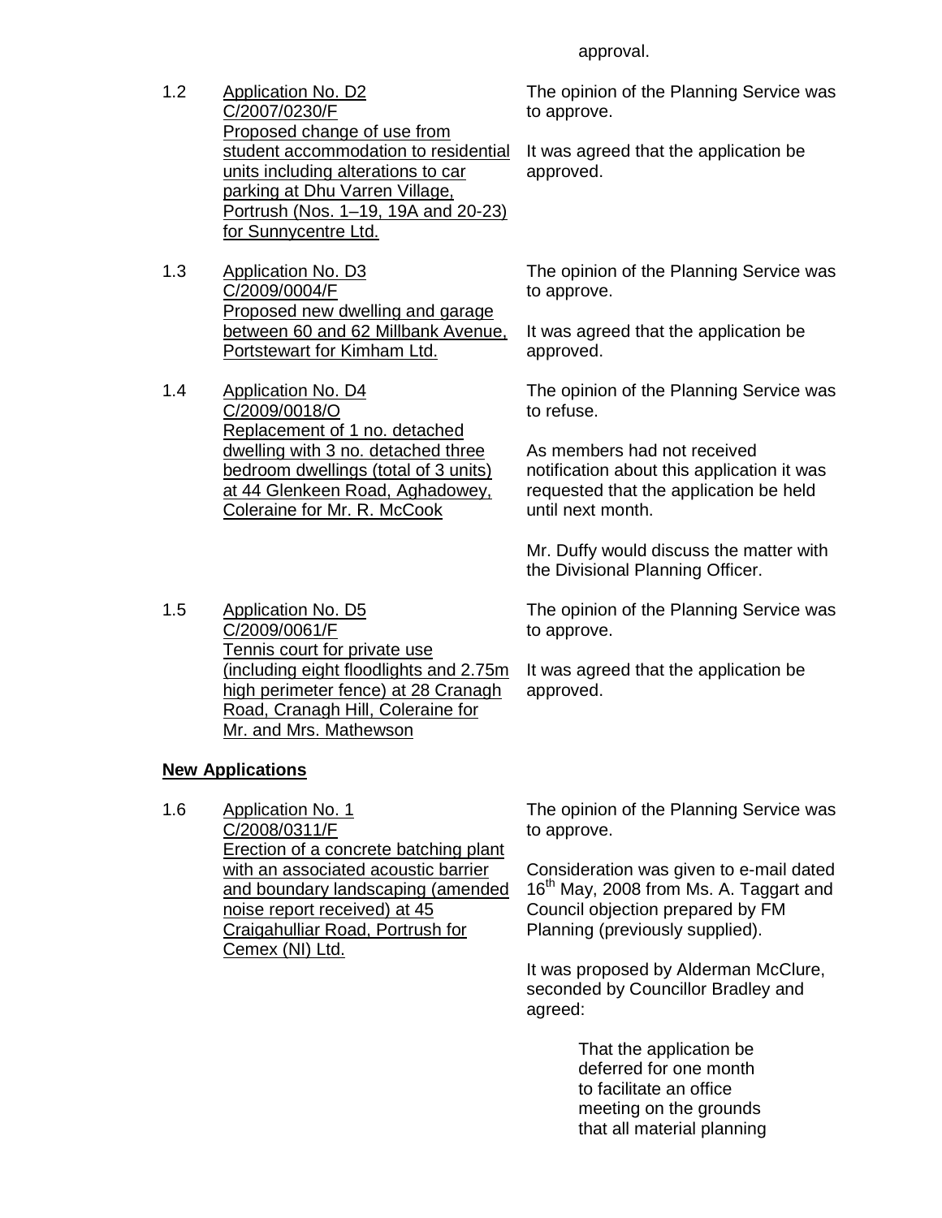approval.

1.2 Application No. D2
C/2007/0230/F
Proposed change of use from student accommodation to residential units including alterations to car parking at Dhu Varren Village, Portrush (Nos. 1–19, 19A and 20-23) for Sunnycentre Ltd.

The opinion of the Planning Service was to approve.

It was agreed that the application be approved.

1.3 Application No. D3
C/2009/0004/F
Proposed new dwelling and garage between 60 and 62 Millbank Avenue, Portstewart for Kimham Ltd.

The opinion of the Planning Service was to approve.

It was agreed that the application be approved.

1.4 Application No. D4
C/2009/0018/O
Replacement of 1 no. detached dwelling with 3 no. detached three bedroom dwellings (total of 3 units) at 44 Glenkeen Road, Aghadowey, Coleraine for Mr. R. McCook

The opinion of the Planning Service was to refuse.

As members had not received notification about this application it was requested that the application be held until next month.

Mr. Duffy would discuss the matter with the Divisional Planning Officer.

1.5 Application No. D5
C/2009/0061/F
Tennis court for private use (including eight floodlights and 2.75m high perimeter fence) at 28 Cranagh Road, Cranagh Hill, Coleraine for Mr. and Mrs. Mathewson

The opinion of the Planning Service was to approve.

It was agreed that the application be approved.

**New Applications**

1.6 Application No. 1
C/2008/0311/F
Erection of a concrete batching plant with an associated acoustic barrier and boundary landscaping (amended noise report received) at 45 Craigahulliar Road, Portrush for Cemex (NI) Ltd.

The opinion of the Planning Service was to approve.

Consideration was given to e-mail dated 16th May, 2008 from Ms. A. Taggart and Council objection prepared by FM Planning (previously supplied).

It was proposed by Alderman McClure, seconded by Councillor Bradley and agreed:

> That the application be deferred for one month to facilitate an office meeting on the grounds that all material planning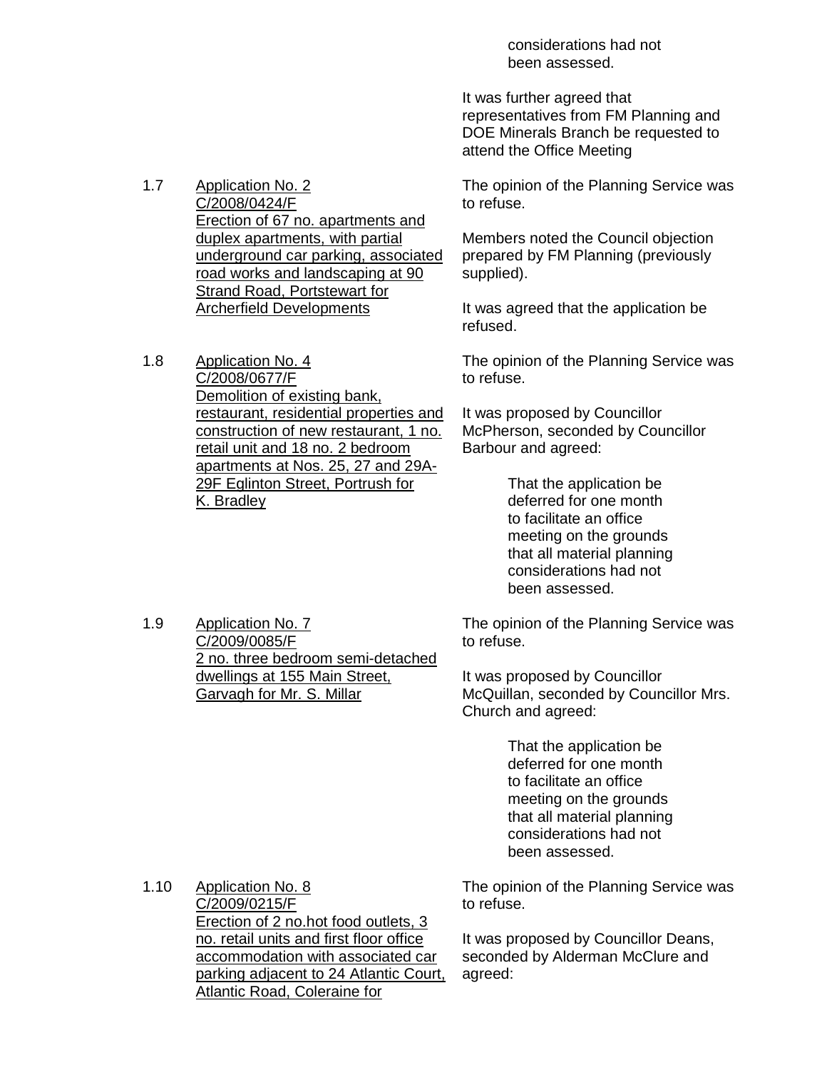considerations had not been assessed.

It was further agreed that representatives from FM Planning and DOE Minerals Branch be requested to attend the Office Meeting

1.7 Application No. 2
C/2008/0424/F
Erection of 67 no. apartments and duplex apartments, with partial underground car parking, associated road works and landscaping at 90 Strand Road, Portstewart for Archerfield Developments

The opinion of the Planning Service was to refuse.

Members noted the Council objection prepared by FM Planning (previously supplied).

It was agreed that the application be refused.

1.8 Application No. 4
C/2008/0677/F
Demolition of existing bank, restaurant, residential properties and construction of new restaurant, 1 no. retail unit and 18 no. 2 bedroom apartments at Nos. 25, 27 and 29A-29F Eglinton Street, Portrush for K. Bradley

The opinion of the Planning Service was to refuse.

It was proposed by Councillor McPherson, seconded by Councillor Barbour and agreed:

> That the application be deferred for one month to facilitate an office meeting on the grounds that all material planning considerations had not been assessed.

1.9 Application No. 7
C/2009/0085/F
2 no. three bedroom semi-detached dwellings at 155 Main Street, Garvagh for Mr. S. Millar

The opinion of the Planning Service was to refuse.

It was proposed by Councillor McQuillan, seconded by Councillor Mrs. Church and agreed:

> That the application be deferred for one month to facilitate an office meeting on the grounds that all material planning considerations had not been assessed.

1.10 Application No. 8
C/2009/0215/F
Erection of 2 no.hot food outlets, 3 no. retail units and first floor office accommodation with associated car parking adjacent to 24 Atlantic Court, Atlantic Road, Coleraine for

The opinion of the Planning Service was to refuse.

It was proposed by Councillor Deans, seconded by Alderman McClure and agreed: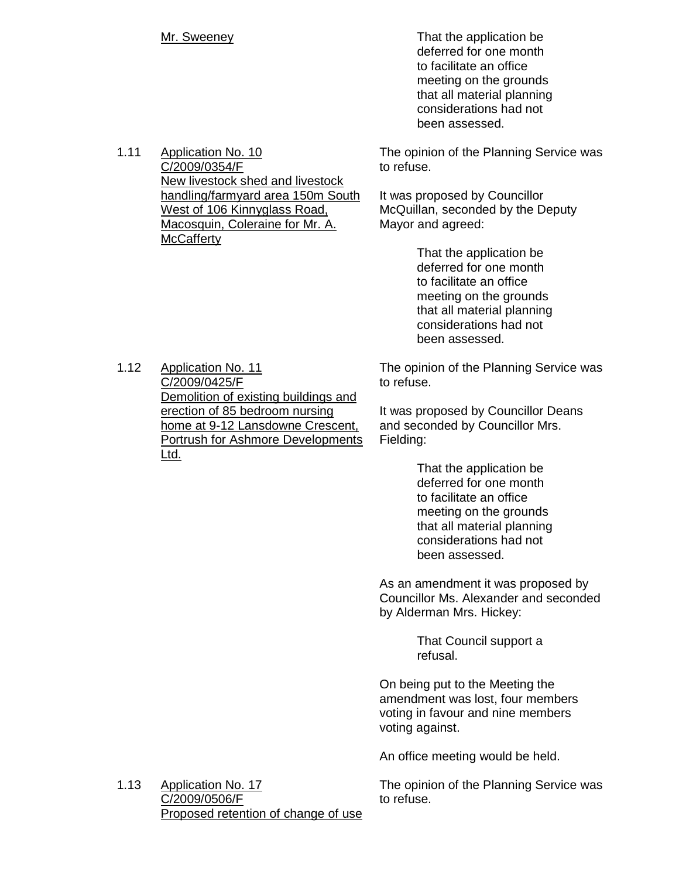<u>Mr. Sweeney</u>

> That the application be deferred for one month to facilitate an office meeting on the grounds that all material planning considerations had not been assessed.

1.11 <u>Application No. 10 C/2009/0354/F New livestock shed and livestock handling/farmyard area 150m South West of 106 Kinnyglass Road, Macosquin, Coleraine for Mr. A. McCafferty</u>

The opinion of the Planning Service was to refuse.

It was proposed by Councillor McQuillan, seconded by the Deputy Mayor and agreed:

> That the application be deferred for one month to facilitate an office meeting on the grounds that all material planning considerations had not been assessed.

1.12 <u>Application No. 11 C/2009/0425/F Demolition of existing buildings and erection of 85 bedroom nursing home at 9-12 Lansdowne Crescent, Portrush for Ashmore Developments Ltd.</u>

The opinion of the Planning Service was to refuse.

It was proposed by Councillor Deans and seconded by Councillor Mrs. Fielding:

> That the application be deferred for one month to facilitate an office meeting on the grounds that all material planning considerations had not been assessed.

As an amendment it was proposed by Councillor Ms. Alexander and seconded by Alderman Mrs. Hickey:

> That Council support a refusal.

On being put to the Meeting the amendment was lost, four members voting in favour and nine members voting against.

An office meeting would be held.

1.13 <u>Application No. 17 C/2009/0506/F Proposed retention of change of use</u>

The opinion of the Planning Service was to refuse.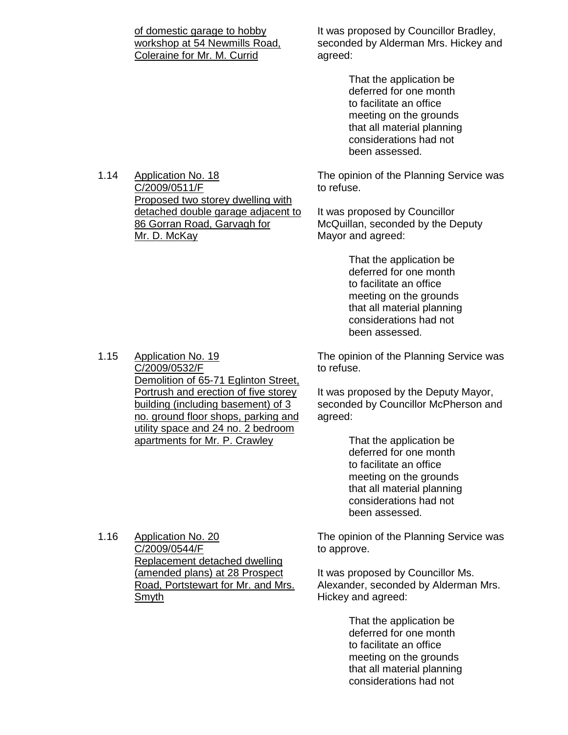of domestic garage to hobby workshop at 54 Newmills Road, Coleraine for Mr. M. Currid

It was proposed by Councillor Bradley, seconded by Alderman Mrs. Hickey and agreed:

> That the application be deferred for one month to facilitate an office meeting on the grounds that all material planning considerations had not been assessed.

1.14 Application No. 18
C/2009/0511/F
Proposed two storey dwelling with detached double garage adjacent to 86 Gorran Road, Garvagh for Mr. D. McKay

The opinion of the Planning Service was to refuse.

It was proposed by Councillor McQuillan, seconded by the Deputy Mayor and agreed:

> That the application be deferred for one month to facilitate an office meeting on the grounds that all material planning considerations had not been assessed.

1.15 Application No. 19
C/2009/0532/F
Demolition of 65-71 Eglinton Street, Portrush and erection of five storey building (including basement) of 3 no. ground floor shops, parking and utility space and 24 no. 2 bedroom apartments for Mr. P. Crawley

The opinion of the Planning Service was to refuse.

It was proposed by the Deputy Mayor, seconded by Councillor McPherson and agreed:

> That the application be deferred for one month to facilitate an office meeting on the grounds that all material planning considerations had not been assessed.

1.16 Application No. 20
C/2009/0544/F
Replacement detached dwelling (amended plans) at 28 Prospect Road, Portstewart for Mr. and Mrs. Smyth

The opinion of the Planning Service was to approve.

It was proposed by Councillor Ms. Alexander, seconded by Alderman Mrs. Hickey and agreed:

> That the application be deferred for one month to facilitate an office meeting on the grounds that all material planning considerations had not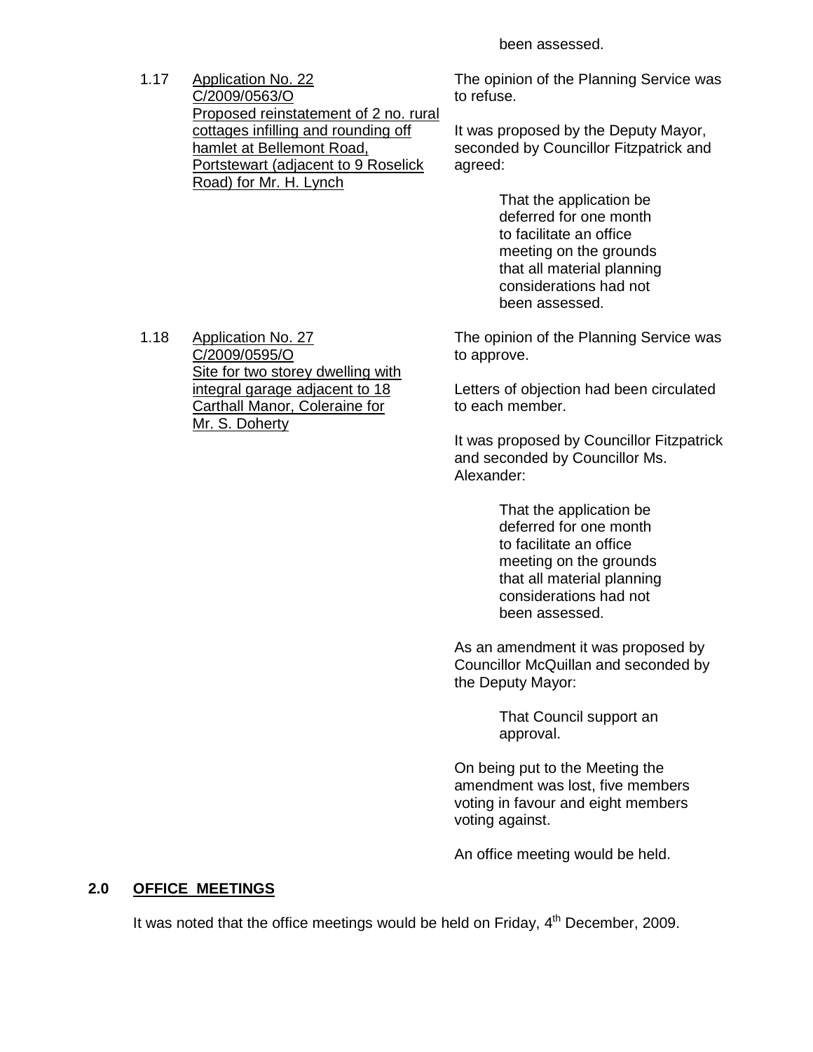been assessed.

1.17 Application No. 22
C/2009/0563/O
Proposed reinstatement of 2 no. rural cottages infilling and rounding off hamlet at Bellemont Road, Portstewart (adjacent to 9 Roselick Road) for Mr. H. Lynch

The opinion of the Planning Service was to refuse.

It was proposed by the Deputy Mayor, seconded by Councillor Fitzpatrick and agreed:

> That the application be deferred for one month to facilitate an office meeting on the grounds that all material planning considerations had not been assessed.

1.18 Application No. 27
C/2009/0595/O
Site for two storey dwelling with integral garage adjacent to 18 Carthall Manor, Coleraine for Mr. S. Doherty

The opinion of the Planning Service was to approve.

Letters of objection had been circulated to each member.

It was proposed by Councillor Fitzpatrick and seconded by Councillor Ms. Alexander:

> That the application be deferred for one month to facilitate an office meeting on the grounds that all material planning considerations had not been assessed.

As an amendment it was proposed by Councillor McQuillan and seconded by the Deputy Mayor:

> That Council support an approval.

On being put to the Meeting the amendment was lost, five members voting in favour and eight members voting against.

An office meeting would be held.

## 2.0 OFFICE MEETINGS

It was noted that the office meetings would be held on Friday, 4th December, 2009.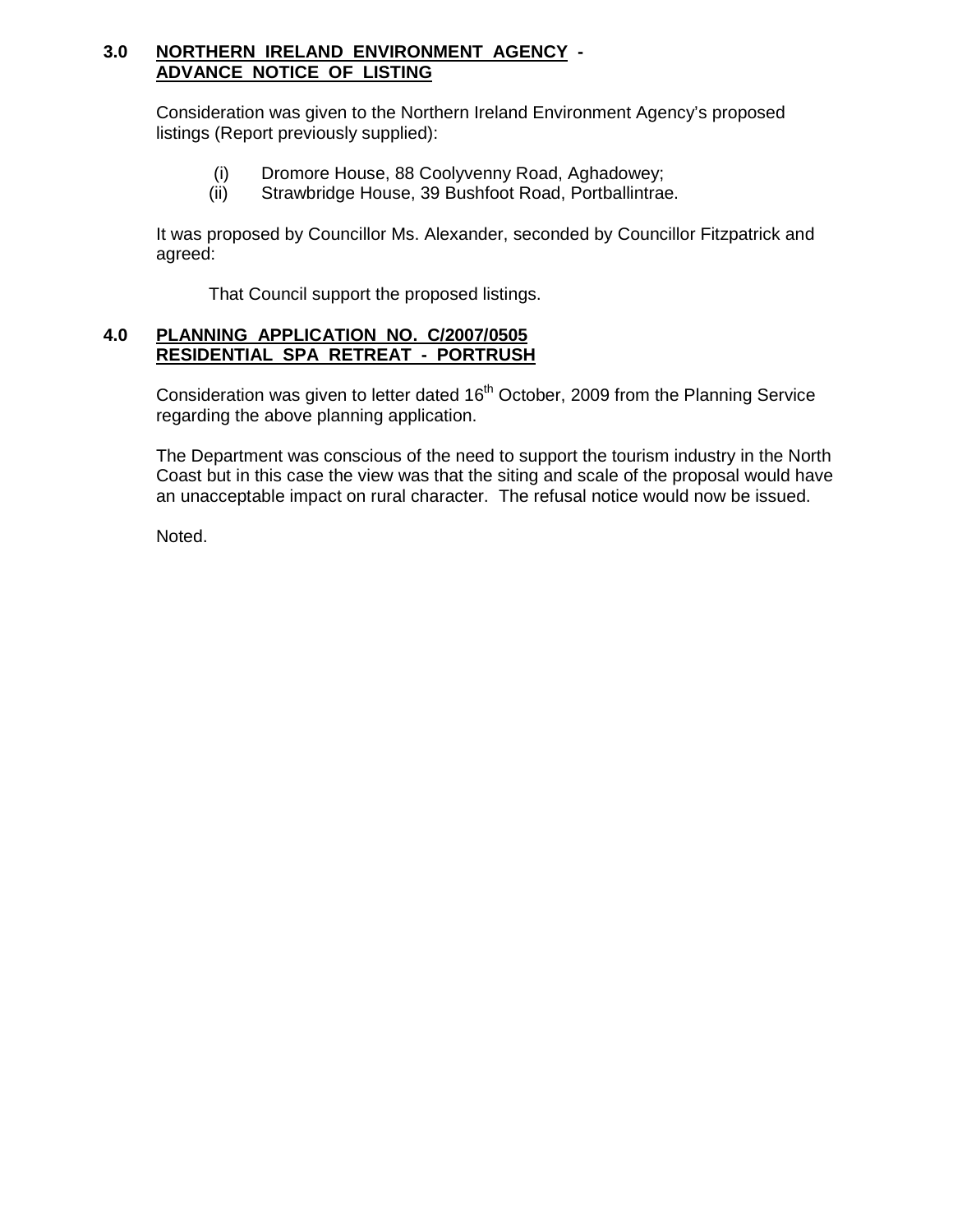## 3.0 NORTHERN IRELAND ENVIRONMENT AGENCY - ADVANCE NOTICE OF LISTING

Consideration was given to the Northern Ireland Environment Agency's proposed listings (Report previously supplied):

(i) Dromore House, 88 Coolyvenny Road, Aghadowey;
(ii) Strawbridge House, 39 Bushfoot Road, Portballintrae.

It was proposed by Councillor Ms. Alexander, seconded by Councillor Fitzpatrick and agreed:

That Council support the proposed listings.

## 4.0 PLANNING APPLICATION NO. C/2007/0505 RESIDENTIAL SPA RETREAT - PORTRUSH

Consideration was given to letter dated 16th October, 2009 from the Planning Service regarding the above planning application.

The Department was conscious of the need to support the tourism industry in the North Coast but in this case the view was that the siting and scale of the proposal would have an unacceptable impact on rural character. The refusal notice would now be issued.

Noted.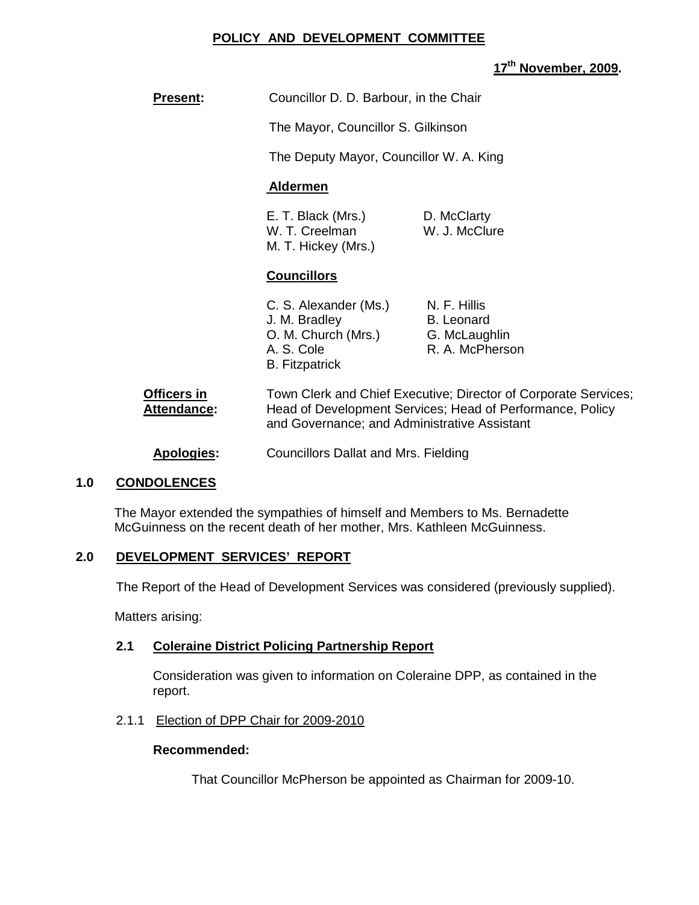**POLICY AND DEVELOPMENT COMMITTEE**

**17th November, 2009.**

**Present:** Councillor D. D. Barbour, in the Chair

The Mayor, Councillor S. Gilkinson

The Deputy Mayor, Councillor W. A. King

**Aldermen**

E. T. Black (Mrs.) | D. McClarty
W. T. Creelman | W. J. McClure
M. T. Hickey (Mrs.)

**Councillors**

C. S. Alexander (Ms.) | N. F. Hillis
J. M. Bradley | B. Leonard
O. M. Church (Mrs.) | G. McLaughlin
A. S. Cole | R. A. McPherson
B. Fitzpatrick

**Officers in Attendance:** Town Clerk and Chief Executive; Director of Corporate Services; Head of Development Services; Head of Performance, Policy and Governance; and Administrative Assistant

**Apologies:** Councillors Dallat and Mrs. Fielding

## 1.0 CONDOLENCES

The Mayor extended the sympathies of himself and Members to Ms. Bernadette McGuinness on the recent death of her mother, Mrs. Kathleen McGuinness.

## 2.0 DEVELOPMENT SERVICES' REPORT

The Report of the Head of Development Services was considered (previously supplied).

Matters arising:

### 2.1 Coleraine District Policing Partnership Report

Consideration was given to information on Coleraine DPP, as contained in the report.

2.1.1 Election of DPP Chair for 2009-2010

**Recommended:**

That Councillor McPherson be appointed as Chairman for 2009-10.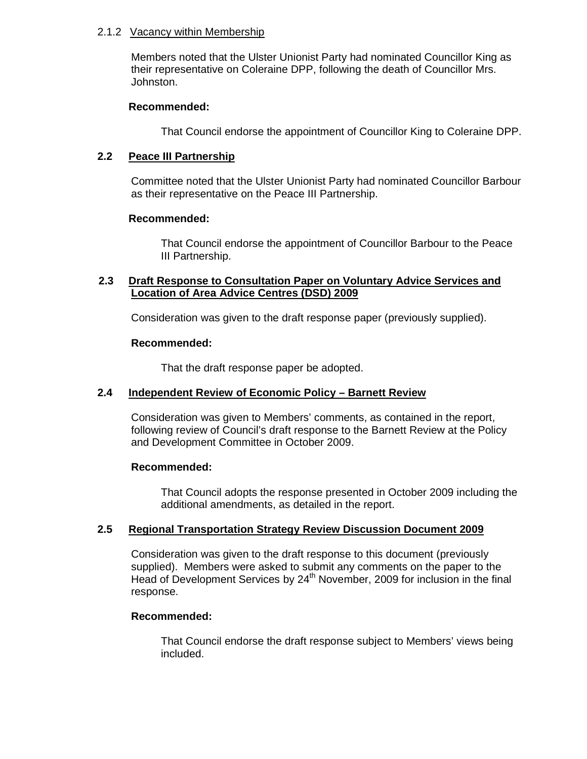### 2.1.2 Vacancy within Membership

Members noted that the Ulster Unionist Party had nominated Councillor King as their representative on Coleraine DPP, following the death of Councillor Mrs. Johnston.

**Recommended:**

That Council endorse the appointment of Councillor King to Coleraine DPP.

## 2.2 Peace III Partnership

Committee noted that the Ulster Unionist Party had nominated Councillor Barbour as their representative on the Peace III Partnership.

**Recommended:**

That Council endorse the appointment of Councillor Barbour to the Peace III Partnership.

## 2.3 Draft Response to Consultation Paper on Voluntary Advice Services and Location of Area Advice Centres (DSD) 2009

Consideration was given to the draft response paper (previously supplied).

**Recommended:**

That the draft response paper be adopted.

## 2.4 Independent Review of Economic Policy – Barnett Review

Consideration was given to Members' comments, as contained in the report, following review of Council's draft response to the Barnett Review at the Policy and Development Committee in October 2009.

**Recommended:**

That Council adopts the response presented in October 2009 including the additional amendments, as detailed in the report.

## 2.5 Regional Transportation Strategy Review Discussion Document 2009

Consideration was given to the draft response to this document (previously supplied). Members were asked to submit any comments on the paper to the Head of Development Services by 24th November, 2009 for inclusion in the final response.

**Recommended:**

That Council endorse the draft response subject to Members' views being included.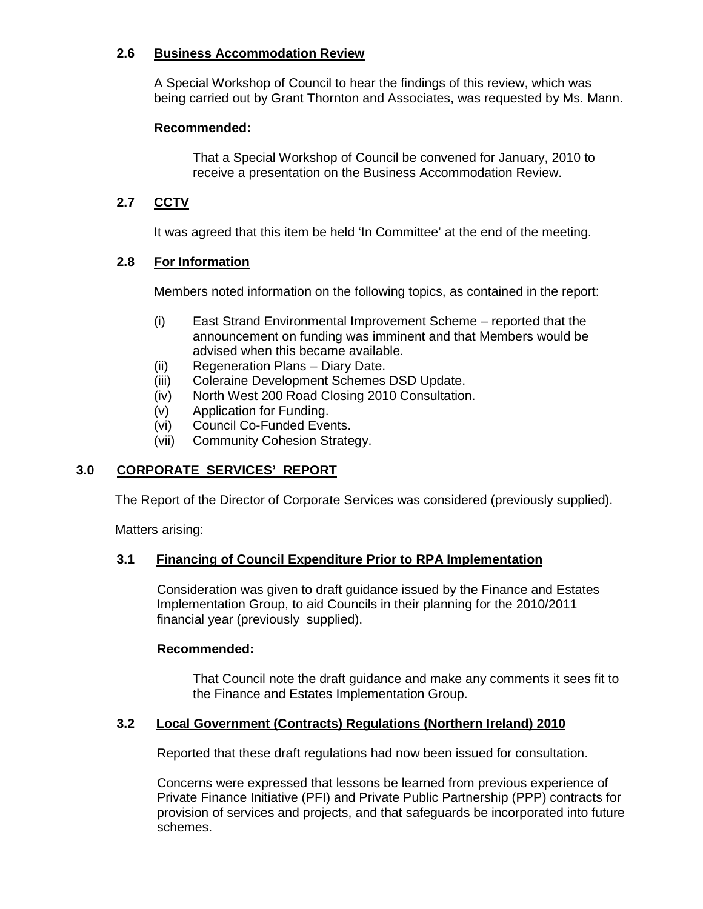### 2.6 Business Accommodation Review

A Special Workshop of Council to hear the findings of this review, which was being carried out by Grant Thornton and Associates, was requested by Ms. Mann.

**Recommended:**

That a Special Workshop of Council be convened for January, 2010 to receive a presentation on the Business Accommodation Review.

### 2.7 CCTV

It was agreed that this item be held 'In Committee' at the end of the meeting.

### 2.8 For Information

Members noted information on the following topics, as contained in the report:

(i) East Strand Environmental Improvement Scheme – reported that the announcement on funding was imminent and that Members would be advised when this became available.
(ii) Regeneration Plans – Diary Date.
(iii) Coleraine Development Schemes DSD Update.
(iv) North West 200 Road Closing 2010 Consultation.
(v) Application for Funding.
(vi) Council Co-Funded Events.
(vii) Community Cohesion Strategy.

## 3.0 CORPORATE SERVICES' REPORT

The Report of the Director of Corporate Services was considered (previously supplied).

Matters arising:

### 3.1 Financing of Council Expenditure Prior to RPA Implementation

Consideration was given to draft guidance issued by the Finance and Estates Implementation Group, to aid Councils in their planning for the 2010/2011 financial year (previously supplied).

**Recommended:**

That Council note the draft guidance and make any comments it sees fit to the Finance and Estates Implementation Group.

### 3.2 Local Government (Contracts) Regulations (Northern Ireland) 2010

Reported that these draft regulations had now been issued for consultation.

Concerns were expressed that lessons be learned from previous experience of Private Finance Initiative (PFI) and Private Public Partnership (PPP) contracts for provision of services and projects, and that safeguards be incorporated into future schemes.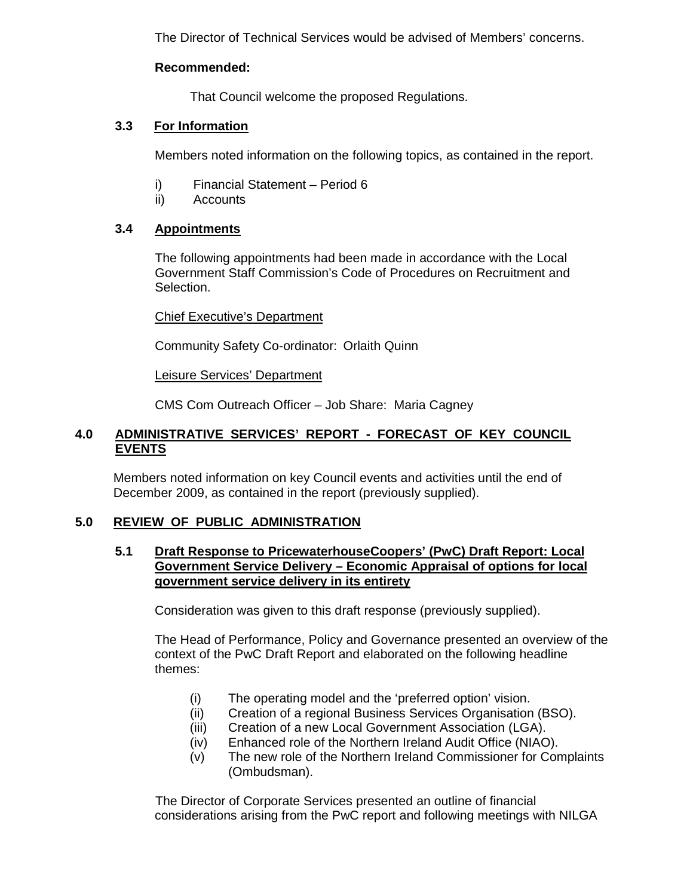The Director of Technical Services would be advised of Members' concerns.

**Recommended:**

That Council welcome the proposed Regulations.

### 3.3 For Information

Members noted information on the following topics, as contained in the report.

i) Financial Statement – Period 6
ii) Accounts

### 3.4 Appointments

The following appointments had been made in accordance with the Local Government Staff Commission's Code of Procedures on Recruitment and Selection.

Chief Executive's Department

Community Safety Co-ordinator: Orlaith Quinn

Leisure Services' Department

CMS Com Outreach Officer – Job Share: Maria Cagney

## 4.0 ADMINISTRATIVE SERVICES' REPORT - FORECAST OF KEY COUNCIL EVENTS

Members noted information on key Council events and activities until the end of December 2009, as contained in the report (previously supplied).

## 5.0 REVIEW OF PUBLIC ADMINISTRATION

### 5.1 Draft Response to PricewaterhouseCoopers' (PwC) Draft Report: Local Government Service Delivery – Economic Appraisal of options for local government service delivery in its entirety

Consideration was given to this draft response (previously supplied).

The Head of Performance, Policy and Governance presented an overview of the context of the PwC Draft Report and elaborated on the following headline themes:

(i) The operating model and the 'preferred option' vision.
(ii) Creation of a regional Business Services Organisation (BSO).
(iii) Creation of a new Local Government Association (LGA).
(iv) Enhanced role of the Northern Ireland Audit Office (NIAO).
(v) The new role of the Northern Ireland Commissioner for Complaints (Ombudsman).

The Director of Corporate Services presented an outline of financial considerations arising from the PwC report and following meetings with NILGA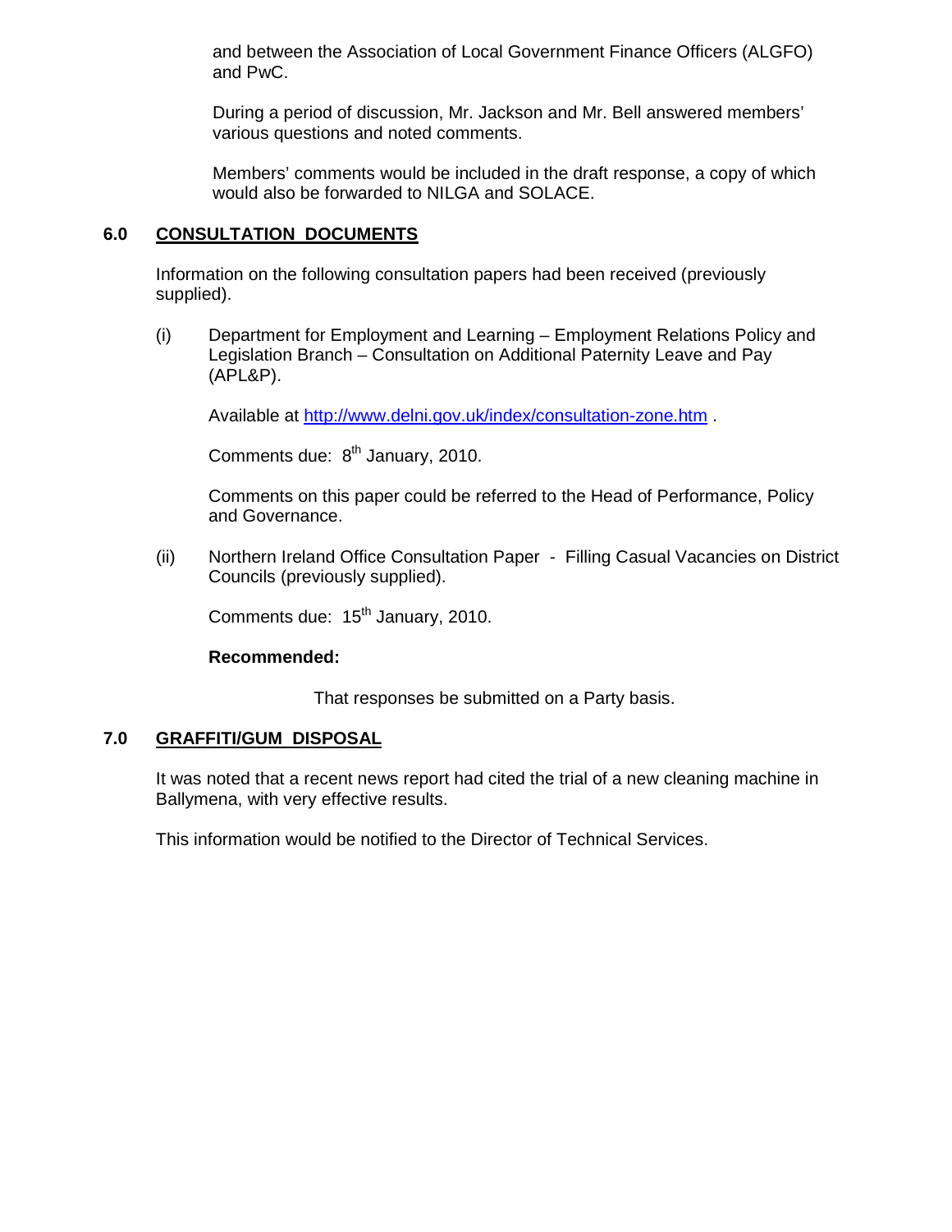and between the Association of Local Government Finance Officers (ALGFO) and PwC.

During a period of discussion, Mr. Jackson and Mr. Bell answered members' various questions and noted comments.

Members' comments would be included in the draft response, a copy of which would also be forwarded to NILGA and SOLACE.

## 6.0 CONSULTATION DOCUMENTS

Information on the following consultation papers had been received (previously supplied).

(i) Department for Employment and Learning – Employment Relations Policy and Legislation Branch – Consultation on Additional Paternity Leave and Pay (APL&P).

Available at http://www.delni.gov.uk/index/consultation-zone.htm .

Comments due: 8th January, 2010.

Comments on this paper could be referred to the Head of Performance, Policy and Governance.

(ii) Northern Ireland Office Consultation Paper - Filling Casual Vacancies on District Councils (previously supplied).

Comments due: 15th January, 2010.

**Recommended:**

That responses be submitted on a Party basis.

## 7.0 GRAFFITI/GUM DISPOSAL

It was noted that a recent news report had cited the trial of a new cleaning machine in Ballymena, with very effective results.

This information would be notified to the Director of Technical Services.